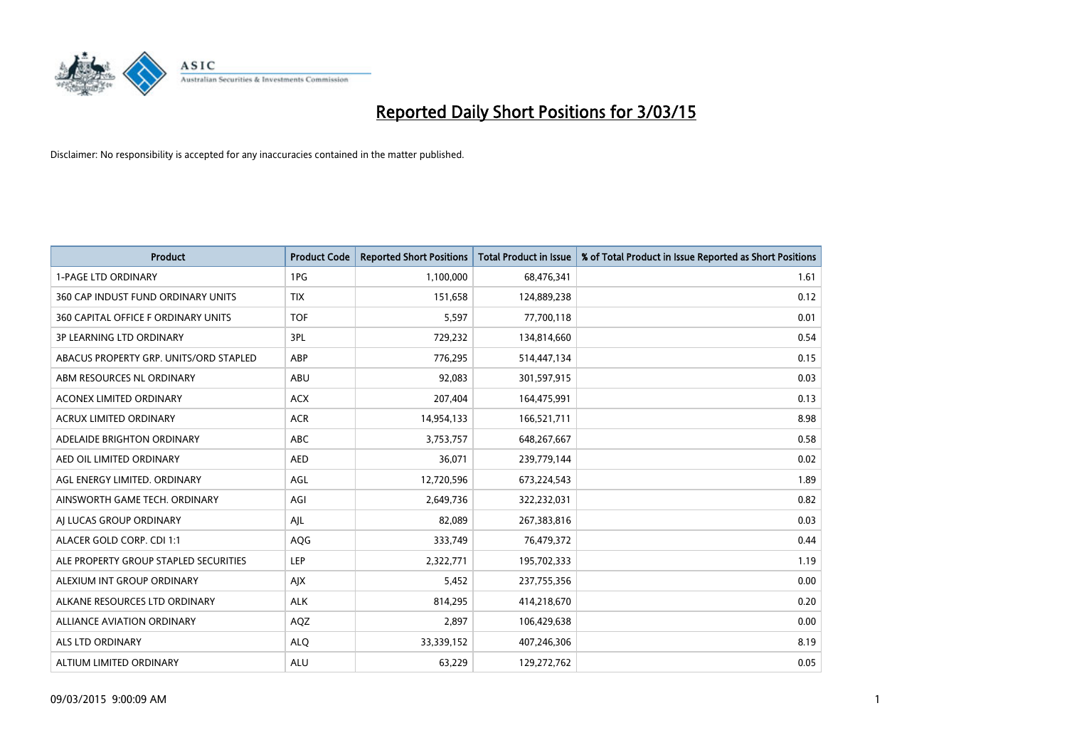# Reported Daily Short Positions for 3/03/15

Disclaimer: No responsibility is accepted for any inaccuracies contained in the matter published.

| Product | Product Code | Reported Short Positions | Total Product in Issue | % of Total Product in Issue Reported as Short Positions |
|---|---|---|---|---|
| 1-PAGE LTD ORDINARY | 1PG | 1,100,000 | 68,476,341 | 1.61 |
| 360 CAP INDUST FUND ORDINARY UNITS | TIX | 151,658 | 124,889,238 | 0.12 |
| 360 CAPITAL OFFICE F ORDINARY UNITS | TOF | 5,597 | 77,700,118 | 0.01 |
| 3P LEARNING LTD ORDINARY | 3PL | 729,232 | 134,814,660 | 0.54 |
| ABACUS PROPERTY GRP. UNITS/ORD STAPLED | ABP | 776,295 | 514,447,134 | 0.15 |
| ABM RESOURCES NL ORDINARY | ABU | 92,083 | 301,597,915 | 0.03 |
| ACONEX LIMITED ORDINARY | ACX | 207,404 | 164,475,991 | 0.13 |
| ACRUX LIMITED ORDINARY | ACR | 14,954,133 | 166,521,711 | 8.98 |
| ADELAIDE BRIGHTON ORDINARY | ABC | 3,753,757 | 648,267,667 | 0.58 |
| AED OIL LIMITED ORDINARY | AED | 36,071 | 239,779,144 | 0.02 |
| AGL ENERGY LIMITED. ORDINARY | AGL | 12,720,596 | 673,224,543 | 1.89 |
| AINSWORTH GAME TECH. ORDINARY | AGI | 2,649,736 | 322,232,031 | 0.82 |
| AJ LUCAS GROUP ORDINARY | AJL | 82,089 | 267,383,816 | 0.03 |
| ALACER GOLD CORP. CDI 1:1 | AQG | 333,749 | 76,479,372 | 0.44 |
| ALE PROPERTY GROUP STAPLED SECURITIES | LEP | 2,322,771 | 195,702,333 | 1.19 |
| ALEXIUM INT GROUP ORDINARY | AJX | 5,452 | 237,755,356 | 0.00 |
| ALKANE RESOURCES LTD ORDINARY | ALK | 814,295 | 414,218,670 | 0.20 |
| ALLIANCE AVIATION ORDINARY | AQZ | 2,897 | 106,429,638 | 0.00 |
| ALS LTD ORDINARY | ALQ | 33,339,152 | 407,246,306 | 8.19 |
| ALTIUM LIMITED ORDINARY | ALU | 63,229 | 129,272,762 | 0.05 |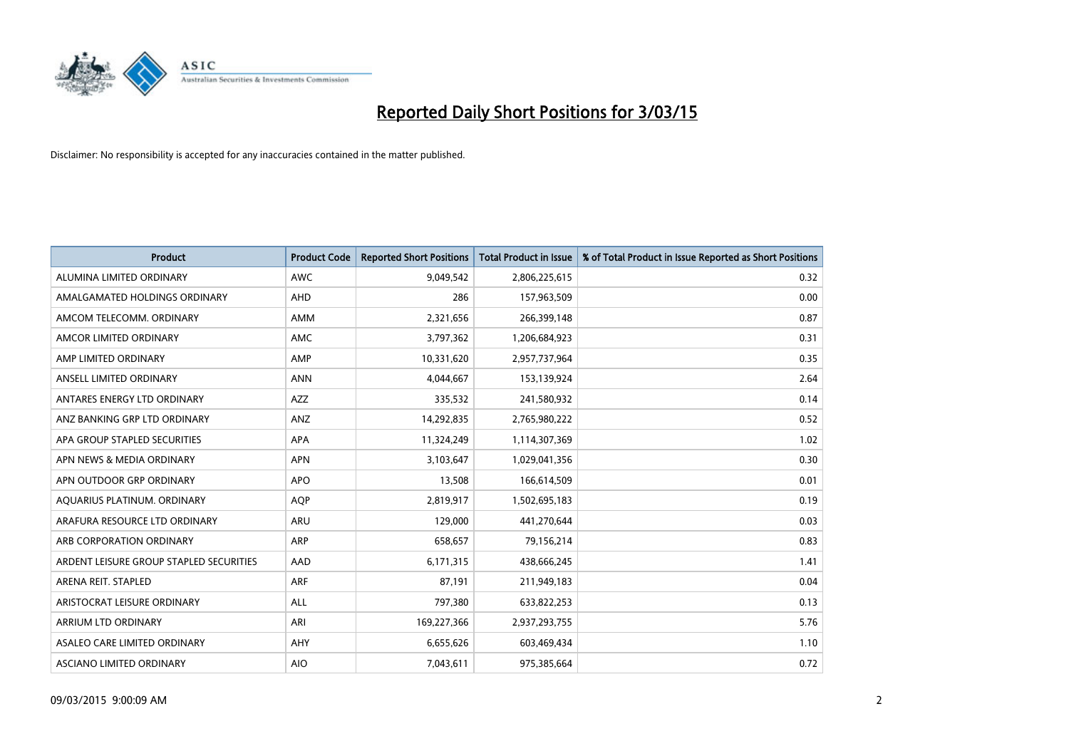# Reported Daily Short Positions for 3/03/15

Disclaimer: No responsibility is accepted for any inaccuracies contained in the matter published.

| Product | Product Code | Reported Short Positions | Total Product in Issue | % of Total Product in Issue Reported as Short Positions |
|---|---|---|---|---|
| ALUMINA LIMITED ORDINARY | AWC | 9,049,542 | 2,806,225,615 | 0.32 |
| AMALGAMATED HOLDINGS ORDINARY | AHD | 286 | 157,963,509 | 0.00 |
| AMCOM TELECOMM. ORDINARY | AMM | 2,321,656 | 266,399,148 | 0.87 |
| AMCOR LIMITED ORDINARY | AMC | 3,797,362 | 1,206,684,923 | 0.31 |
| AMP LIMITED ORDINARY | AMP | 10,331,620 | 2,957,737,964 | 0.35 |
| ANSELL LIMITED ORDINARY | ANN | 4,044,667 | 153,139,924 | 2.64 |
| ANTARES ENERGY LTD ORDINARY | AZZ | 335,532 | 241,580,932 | 0.14 |
| ANZ BANKING GRP LTD ORDINARY | ANZ | 14,292,835 | 2,765,980,222 | 0.52 |
| APA GROUP STAPLED SECURITIES | APA | 11,324,249 | 1,114,307,369 | 1.02 |
| APN NEWS & MEDIA ORDINARY | APN | 3,103,647 | 1,029,041,356 | 0.30 |
| APN OUTDOOR GRP ORDINARY | APO | 13,508 | 166,614,509 | 0.01 |
| AQUARIUS PLATINUM. ORDINARY | AQP | 2,819,917 | 1,502,695,183 | 0.19 |
| ARAFURA RESOURCE LTD ORDINARY | ARU | 129,000 | 441,270,644 | 0.03 |
| ARB CORPORATION ORDINARY | ARP | 658,657 | 79,156,214 | 0.83 |
| ARDENT LEISURE GROUP STAPLED SECURITIES | AAD | 6,171,315 | 438,666,245 | 1.41 |
| ARENA REIT. STAPLED | ARF | 87,191 | 211,949,183 | 0.04 |
| ARISTOCRAT LEISURE ORDINARY | ALL | 797,380 | 633,822,253 | 0.13 |
| ARRIUM LTD ORDINARY | ARI | 169,227,366 | 2,937,293,755 | 5.76 |
| ASALEO CARE LIMITED ORDINARY | AHY | 6,655,626 | 603,469,434 | 1.10 |
| ASCIANO LIMITED ORDINARY | AIO | 7,043,611 | 975,385,664 | 0.72 |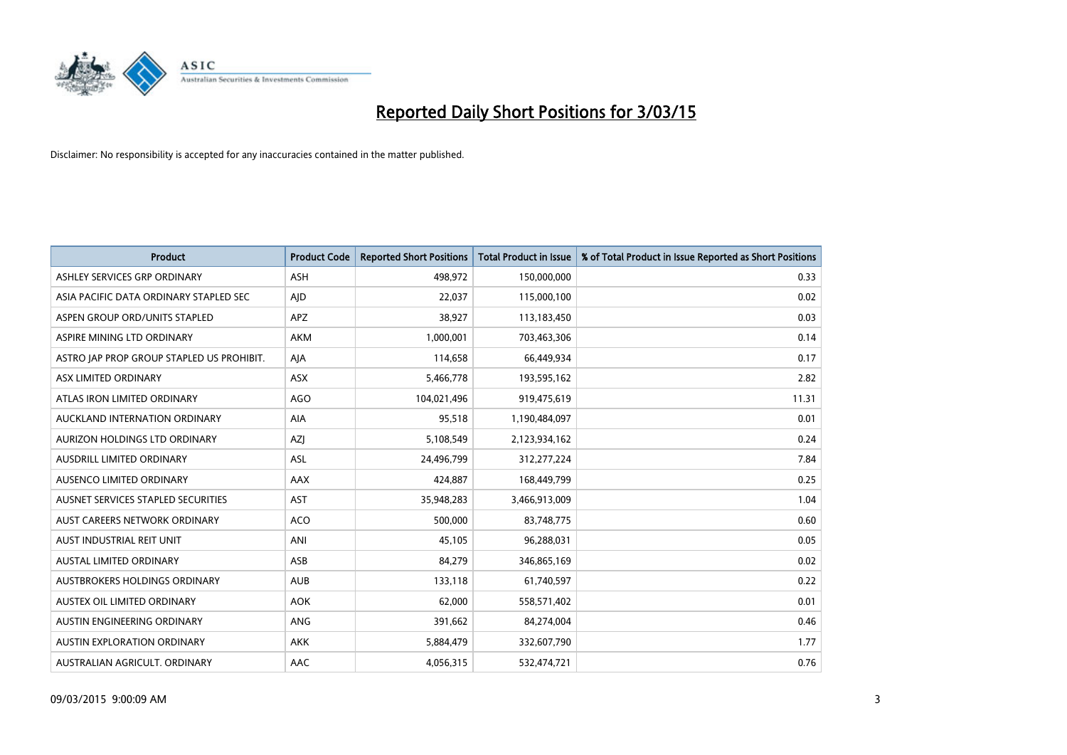# Reported Daily Short Positions for 3/03/15

Disclaimer: No responsibility is accepted for any inaccuracies contained in the matter published.

| Product | Product Code | Reported Short Positions | Total Product in Issue | % of Total Product in Issue Reported as Short Positions |
|---|---|---|---|---|
| ASHLEY SERVICES GRP ORDINARY | ASH | 498,972 | 150,000,000 | 0.33 |
| ASIA PACIFIC DATA ORDINARY STAPLED SEC | AJD | 22,037 | 115,000,100 | 0.02 |
| ASPEN GROUP ORD/UNITS STAPLED | APZ | 38,927 | 113,183,450 | 0.03 |
| ASPIRE MINING LTD ORDINARY | AKM | 1,000,001 | 703,463,306 | 0.14 |
| ASTRO JAP PROP GROUP STAPLED US PROHIBIT. | AJA | 114,658 | 66,449,934 | 0.17 |
| ASX LIMITED ORDINARY | ASX | 5,466,778 | 193,595,162 | 2.82 |
| ATLAS IRON LIMITED ORDINARY | AGO | 104,021,496 | 919,475,619 | 11.31 |
| AUCKLAND INTERNATION ORDINARY | AIA | 95,518 | 1,190,484,097 | 0.01 |
| AURIZON HOLDINGS LTD ORDINARY | AZJ | 5,108,549 | 2,123,934,162 | 0.24 |
| AUSDRILL LIMITED ORDINARY | ASL | 24,496,799 | 312,277,224 | 7.84 |
| AUSENCO LIMITED ORDINARY | AAX | 424,887 | 168,449,799 | 0.25 |
| AUSNET SERVICES STAPLED SECURITIES | AST | 35,948,283 | 3,466,913,009 | 1.04 |
| AUST CAREERS NETWORK ORDINARY | ACO | 500,000 | 83,748,775 | 0.60 |
| AUST INDUSTRIAL REIT UNIT | ANI | 45,105 | 96,288,031 | 0.05 |
| AUSTAL LIMITED ORDINARY | ASB | 84,279 | 346,865,169 | 0.02 |
| AUSTBROKERS HOLDINGS ORDINARY | AUB | 133,118 | 61,740,597 | 0.22 |
| AUSTEX OIL LIMITED ORDINARY | AOK | 62,000 | 558,571,402 | 0.01 |
| AUSTIN ENGINEERING ORDINARY | ANG | 391,662 | 84,274,004 | 0.46 |
| AUSTIN EXPLORATION ORDINARY | AKK | 5,884,479 | 332,607,790 | 1.77 |
| AUSTRALIAN AGRICULT. ORDINARY | AAC | 4,056,315 | 532,474,721 | 0.76 |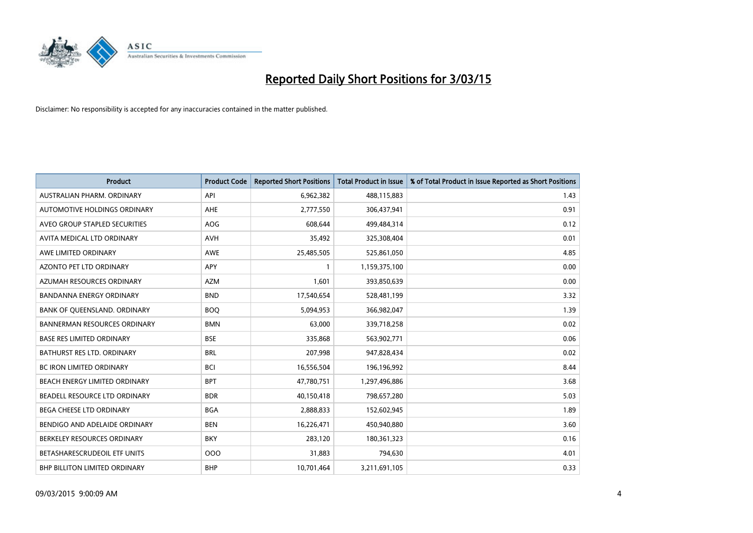# Reported Daily Short Positions for 3/03/15

Disclaimer: No responsibility is accepted for any inaccuracies contained in the matter published.

| Product | Product Code | Reported Short Positions | Total Product in Issue | % of Total Product in Issue Reported as Short Positions |
|---|---|---|---|---|
| AUSTRALIAN PHARM. ORDINARY | API | 6,962,382 | 488,115,883 | 1.43 |
| AUTOMOTIVE HOLDINGS ORDINARY | AHE | 2,777,550 | 306,437,941 | 0.91 |
| AVEO GROUP STAPLED SECURITIES | AOG | 608,644 | 499,484,314 | 0.12 |
| AVITA MEDICAL LTD ORDINARY | AVH | 35,492 | 325,308,404 | 0.01 |
| AWE LIMITED ORDINARY | AWE | 25,485,505 | 525,861,050 | 4.85 |
| AZONTO PET LTD ORDINARY | APY | 1 | 1,159,375,100 | 0.00 |
| AZUMAH RESOURCES ORDINARY | AZM | 1,601 | 393,850,639 | 0.00 |
| BANDANNA ENERGY ORDINARY | BND | 17,540,654 | 528,481,199 | 3.32 |
| BANK OF QUEENSLAND. ORDINARY | BOQ | 5,094,953 | 366,982,047 | 1.39 |
| BANNERMAN RESOURCES ORDINARY | BMN | 63,000 | 339,718,258 | 0.02 |
| BASE RES LIMITED ORDINARY | BSE | 335,868 | 563,902,771 | 0.06 |
| BATHURST RES LTD. ORDINARY | BRL | 207,998 | 947,828,434 | 0.02 |
| BC IRON LIMITED ORDINARY | BCI | 16,556,504 | 196,196,992 | 8.44 |
| BEACH ENERGY LIMITED ORDINARY | BPT | 47,780,751 | 1,297,496,886 | 3.68 |
| BEADELL RESOURCE LTD ORDINARY | BDR | 40,150,418 | 798,657,280 | 5.03 |
| BEGA CHEESE LTD ORDINARY | BGA | 2,888,833 | 152,602,945 | 1.89 |
| BENDIGO AND ADELAIDE ORDINARY | BEN | 16,226,471 | 450,940,880 | 3.60 |
| BERKELEY RESOURCES ORDINARY | BKY | 283,120 | 180,361,323 | 0.16 |
| BETASHARESCRUDEOIL ETF UNITS | OOO | 31,883 | 794,630 | 4.01 |
| BHP BILLITON LIMITED ORDINARY | BHP | 10,701,464 | 3,211,691,105 | 0.33 |

09/03/2015 9:00:09 AM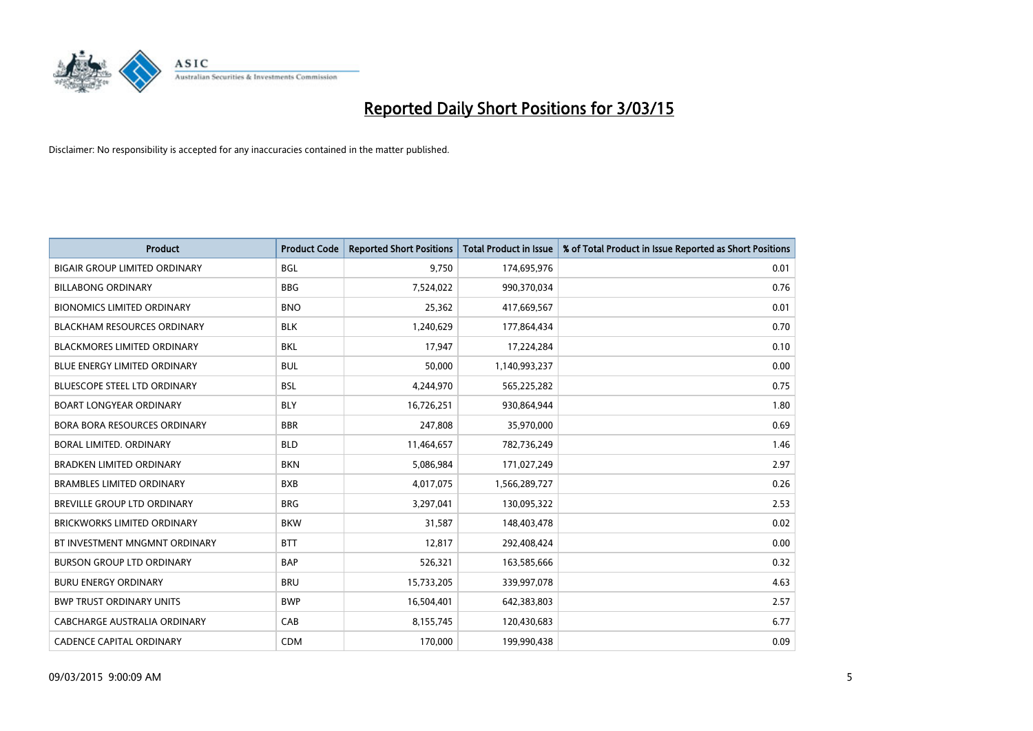# Reported Daily Short Positions for 3/03/15

Disclaimer: No responsibility is accepted for any inaccuracies contained in the matter published.

| Product | Product Code | Reported Short Positions | Total Product in Issue | % of Total Product in Issue Reported as Short Positions |
|---|---|---|---|---|
| BIGAIR GROUP LIMITED ORDINARY | BGL | 9,750 | 174,695,976 | 0.01 |
| BILLABONG ORDINARY | BBG | 7,524,022 | 990,370,034 | 0.76 |
| BIONOMICS LIMITED ORDINARY | BNO | 25,362 | 417,669,567 | 0.01 |
| BLACKHAM RESOURCES ORDINARY | BLK | 1,240,629 | 177,864,434 | 0.70 |
| BLACKMORES LIMITED ORDINARY | BKL | 17,947 | 17,224,284 | 0.10 |
| BLUE ENERGY LIMITED ORDINARY | BUL | 50,000 | 1,140,993,237 | 0.00 |
| BLUESCOPE STEEL LTD ORDINARY | BSL | 4,244,970 | 565,225,282 | 0.75 |
| BOART LONGYEAR ORDINARY | BLY | 16,726,251 | 930,864,944 | 1.80 |
| BORA BORA RESOURCES ORDINARY | BBR | 247,808 | 35,970,000 | 0.69 |
| BORAL LIMITED. ORDINARY | BLD | 11,464,657 | 782,736,249 | 1.46 |
| BRADKEN LIMITED ORDINARY | BKN | 5,086,984 | 171,027,249 | 2.97 |
| BRAMBLES LIMITED ORDINARY | BXB | 4,017,075 | 1,566,289,727 | 0.26 |
| BREVILLE GROUP LTD ORDINARY | BRG | 3,297,041 | 130,095,322 | 2.53 |
| BRICKWORKS LIMITED ORDINARY | BKW | 31,587 | 148,403,478 | 0.02 |
| BT INVESTMENT MNGMNT ORDINARY | BTT | 12,817 | 292,408,424 | 0.00 |
| BURSON GROUP LTD ORDINARY | BAP | 526,321 | 163,585,666 | 0.32 |
| BURU ENERGY ORDINARY | BRU | 15,733,205 | 339,997,078 | 4.63 |
| BWP TRUST ORDINARY UNITS | BWP | 16,504,401 | 642,383,803 | 2.57 |
| CABCHARGE AUSTRALIA ORDINARY | CAB | 8,155,745 | 120,430,683 | 6.77 |
| CADENCE CAPITAL ORDINARY | CDM | 170,000 | 199,990,438 | 0.09 |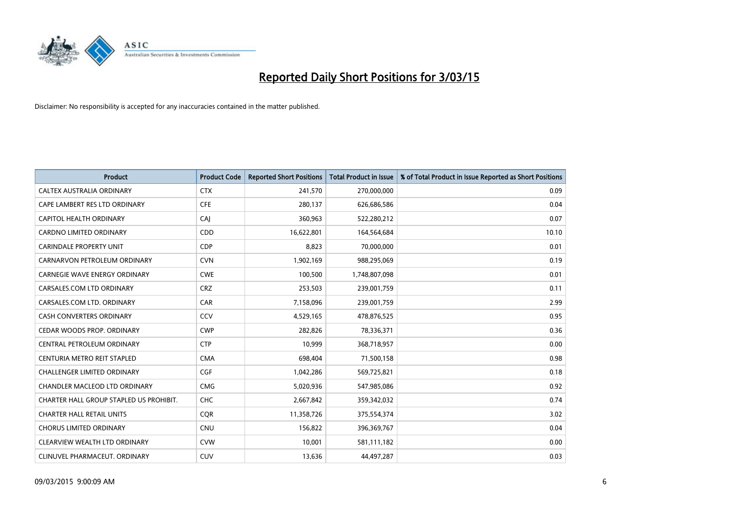# Reported Daily Short Positions for 3/03/15

Disclaimer: No responsibility is accepted for any inaccuracies contained in the matter published.

| Product | Product Code | Reported Short Positions | Total Product in Issue | % of Total Product in Issue Reported as Short Positions |
|---|---|---|---|---|
| CALTEX AUSTRALIA ORDINARY | CTX | 241,570 | 270,000,000 | 0.09 |
| CAPE LAMBERT RES LTD ORDINARY | CFE | 280,137 | 626,686,586 | 0.04 |
| CAPITOL HEALTH ORDINARY | CAJ | 360,963 | 522,280,212 | 0.07 |
| CARDNO LIMITED ORDINARY | CDD | 16,622,801 | 164,564,684 | 10.10 |
| CARINDALE PROPERTY UNIT | CDP | 8,823 | 70,000,000 | 0.01 |
| CARNARVON PETROLEUM ORDINARY | CVN | 1,902,169 | 988,295,069 | 0.19 |
| CARNEGIE WAVE ENERGY ORDINARY | CWE | 100,500 | 1,748,807,098 | 0.01 |
| CARSALES.COM LTD ORDINARY | CRZ | 253,503 | 239,001,759 | 0.11 |
| CARSALES.COM LTD. ORDINARY | CAR | 7,158,096 | 239,001,759 | 2.99 |
| CASH CONVERTERS ORDINARY | CCV | 4,529,165 | 478,876,525 | 0.95 |
| CEDAR WOODS PROP. ORDINARY | CWP | 282,826 | 78,336,371 | 0.36 |
| CENTRAL PETROLEUM ORDINARY | CTP | 10,999 | 368,718,957 | 0.00 |
| CENTURIA METRO REIT STAPLED | CMA | 698,404 | 71,500,158 | 0.98 |
| CHALLENGER LIMITED ORDINARY | CGF | 1,042,286 | 569,725,821 | 0.18 |
| CHANDLER MACLEOD LTD ORDINARY | CMG | 5,020,936 | 547,985,086 | 0.92 |
| CHARTER HALL GROUP STAPLED US PROHIBIT. | CHC | 2,667,842 | 359,342,032 | 0.74 |
| CHARTER HALL RETAIL UNITS | CQR | 11,358,726 | 375,554,374 | 3.02 |
| CHORUS LIMITED ORDINARY | CNU | 156,822 | 396,369,767 | 0.04 |
| CLEARVIEW WEALTH LTD ORDINARY | CVW | 10,001 | 581,111,182 | 0.00 |
| CLINUVEL PHARMACEUT. ORDINARY | CUV | 13,636 | 44,497,287 | 0.03 |

09/03/2015 9:00:09 AM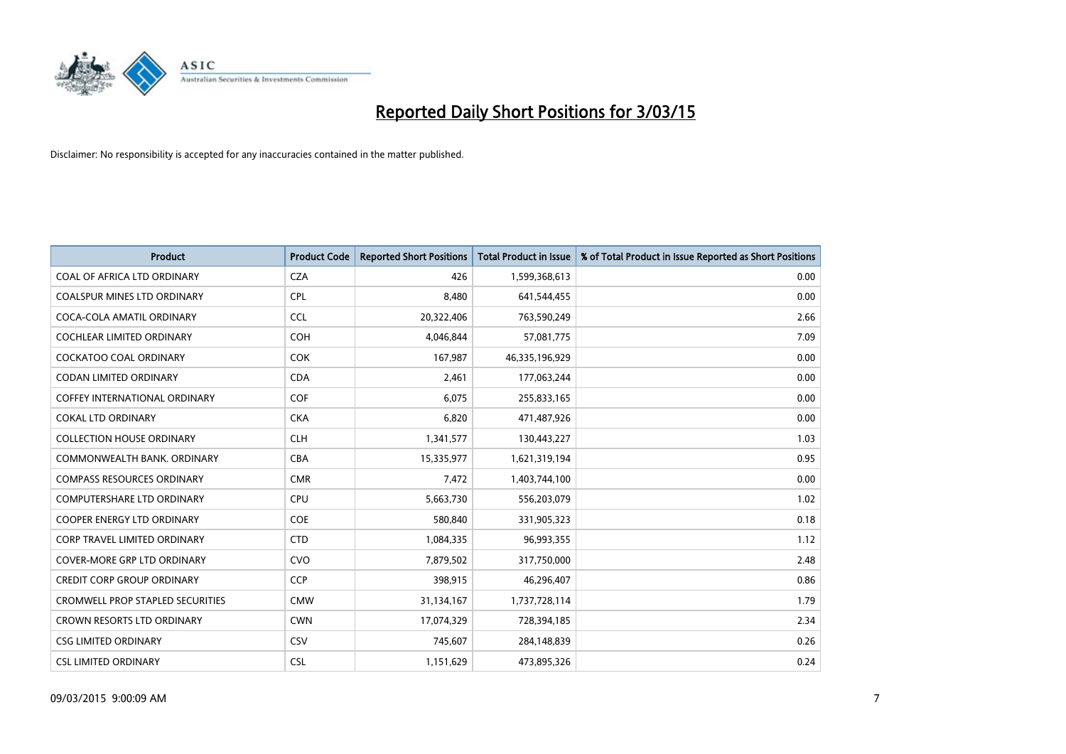# Reported Daily Short Positions for 3/03/15

Disclaimer: No responsibility is accepted for any inaccuracies contained in the matter published.

| Product | Product Code | Reported Short Positions | Total Product in Issue | % of Total Product in Issue Reported as Short Positions |
|---|---|---|---|---|
| COAL OF AFRICA LTD ORDINARY | CZA | 426 | 1,599,368,613 | 0.00 |
| COALSPUR MINES LTD ORDINARY | CPL | 8,480 | 641,544,455 | 0.00 |
| COCA-COLA AMATIL ORDINARY | CCL | 20,322,406 | 763,590,249 | 2.66 |
| COCHLEAR LIMITED ORDINARY | COH | 4,046,844 | 57,081,775 | 7.09 |
| COCKATOO COAL ORDINARY | COK | 167,987 | 46,335,196,929 | 0.00 |
| CODAN LIMITED ORDINARY | CDA | 2,461 | 177,063,244 | 0.00 |
| COFFEY INTERNATIONAL ORDINARY | COF | 6,075 | 255,833,165 | 0.00 |
| COKAL LTD ORDINARY | CKA | 6,820 | 471,487,926 | 0.00 |
| COLLECTION HOUSE ORDINARY | CLH | 1,341,577 | 130,443,227 | 1.03 |
| COMMONWEALTH BANK. ORDINARY | CBA | 15,335,977 | 1,621,319,194 | 0.95 |
| COMPASS RESOURCES ORDINARY | CMR | 7,472 | 1,403,744,100 | 0.00 |
| COMPUTERSHARE LTD ORDINARY | CPU | 5,663,730 | 556,203,079 | 1.02 |
| COOPER ENERGY LTD ORDINARY | COE | 580,840 | 331,905,323 | 0.18 |
| CORP TRAVEL LIMITED ORDINARY | CTD | 1,084,335 | 96,993,355 | 1.12 |
| COVER-MORE GRP LTD ORDINARY | CVO | 7,879,502 | 317,750,000 | 2.48 |
| CREDIT CORP GROUP ORDINARY | CCP | 398,915 | 46,296,407 | 0.86 |
| CROMWELL PROP STAPLED SECURITIES | CMW | 31,134,167 | 1,737,728,114 | 1.79 |
| CROWN RESORTS LTD ORDINARY | CWN | 17,074,329 | 728,394,185 | 2.34 |
| CSG LIMITED ORDINARY | CSV | 745,607 | 284,148,839 | 0.26 |
| CSL LIMITED ORDINARY | CSL | 1,151,629 | 473,895,326 | 0.24 |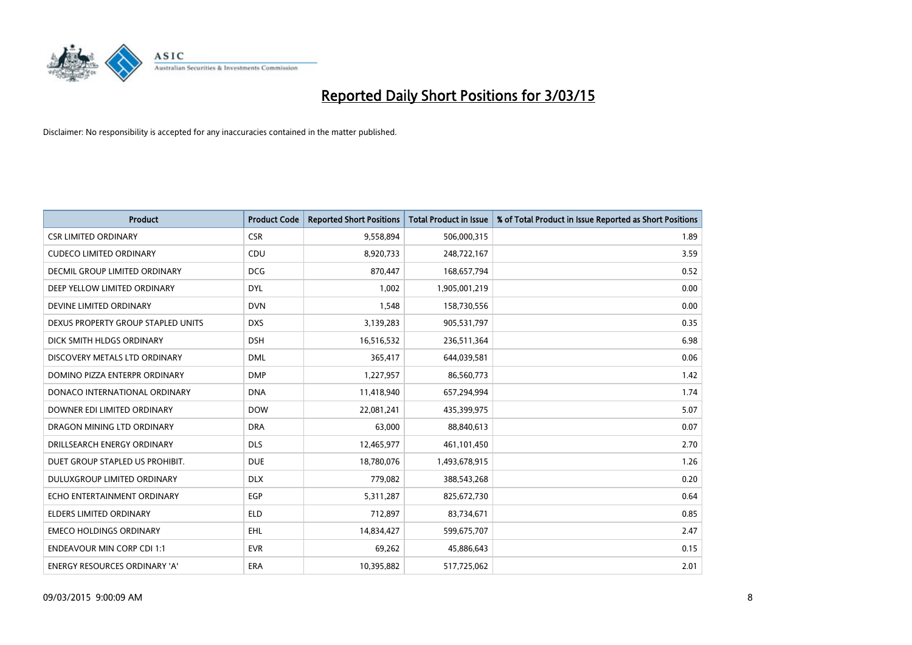# Reported Daily Short Positions for 3/03/15

Disclaimer: No responsibility is accepted for any inaccuracies contained in the matter published.

| Product | Product Code | Reported Short Positions | Total Product in Issue | % of Total Product in Issue Reported as Short Positions |
|---|---|---|---|---|
| CSR LIMITED ORDINARY | CSR | 9,558,894 | 506,000,315 | 1.89 |
| CUDECO LIMITED ORDINARY | CDU | 8,920,733 | 248,722,167 | 3.59 |
| DECMIL GROUP LIMITED ORDINARY | DCG | 870,447 | 168,657,794 | 0.52 |
| DEEP YELLOW LIMITED ORDINARY | DYL | 1,002 | 1,905,001,219 | 0.00 |
| DEVINE LIMITED ORDINARY | DVN | 1,548 | 158,730,556 | 0.00 |
| DEXUS PROPERTY GROUP STAPLED UNITS | DXS | 3,139,283 | 905,531,797 | 0.35 |
| DICK SMITH HLDGS ORDINARY | DSH | 16,516,532 | 236,511,364 | 6.98 |
| DISCOVERY METALS LTD ORDINARY | DML | 365,417 | 644,039,581 | 0.06 |
| DOMINO PIZZA ENTERPR ORDINARY | DMP | 1,227,957 | 86,560,773 | 1.42 |
| DONACO INTERNATIONAL ORDINARY | DNA | 11,418,940 | 657,294,994 | 1.74 |
| DOWNER EDI LIMITED ORDINARY | DOW | 22,081,241 | 435,399,975 | 5.07 |
| DRAGON MINING LTD ORDINARY | DRA | 63,000 | 88,840,613 | 0.07 |
| DRILLSEARCH ENERGY ORDINARY | DLS | 12,465,977 | 461,101,450 | 2.70 |
| DUET GROUP STAPLED US PROHIBIT. | DUE | 18,780,076 | 1,493,678,915 | 1.26 |
| DULUXGROUP LIMITED ORDINARY | DLX | 779,082 | 388,543,268 | 0.20 |
| ECHO ENTERTAINMENT ORDINARY | EGP | 5,311,287 | 825,672,730 | 0.64 |
| ELDERS LIMITED ORDINARY | ELD | 712,897 | 83,734,671 | 0.85 |
| EMECO HOLDINGS ORDINARY | EHL | 14,834,427 | 599,675,707 | 2.47 |
| ENDEAVOUR MIN CORP CDI 1:1 | EVR | 69,262 | 45,886,643 | 0.15 |
| ENERGY RESOURCES ORDINARY 'A' | ERA | 10,395,882 | 517,725,062 | 2.01 |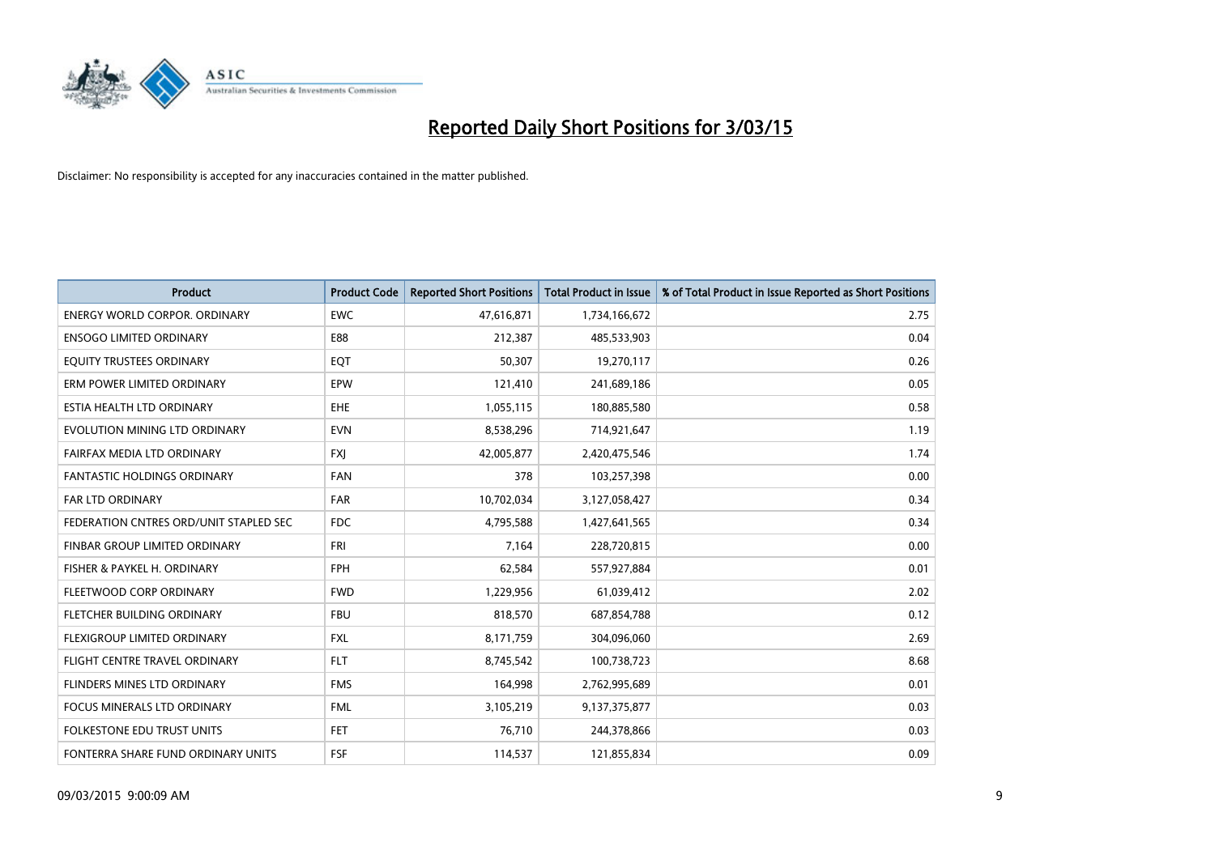# Reported Daily Short Positions for 3/03/15

Disclaimer: No responsibility is accepted for any inaccuracies contained in the matter published.

| Product | Product Code | Reported Short Positions | Total Product in Issue | % of Total Product in Issue Reported as Short Positions |
|---|---|---|---|---|
| ENERGY WORLD CORPOR. ORDINARY | EWC | 47,616,871 | 1,734,166,672 | 2.75 |
| ENSOGO LIMITED ORDINARY | E88 | 212,387 | 485,533,903 | 0.04 |
| EQUITY TRUSTEES ORDINARY | EQT | 50,307 | 19,270,117 | 0.26 |
| ERM POWER LIMITED ORDINARY | EPW | 121,410 | 241,689,186 | 0.05 |
| ESTIA HEALTH LTD ORDINARY | EHE | 1,055,115 | 180,885,580 | 0.58 |
| EVOLUTION MINING LTD ORDINARY | EVN | 8,538,296 | 714,921,647 | 1.19 |
| FAIRFAX MEDIA LTD ORDINARY | FXJ | 42,005,877 | 2,420,475,546 | 1.74 |
| FANTASTIC HOLDINGS ORDINARY | FAN | 378 | 103,257,398 | 0.00 |
| FAR LTD ORDINARY | FAR | 10,702,034 | 3,127,058,427 | 0.34 |
| FEDERATION CNTRES ORD/UNIT STAPLED SEC | FDC | 4,795,588 | 1,427,641,565 | 0.34 |
| FINBAR GROUP LIMITED ORDINARY | FRI | 7,164 | 228,720,815 | 0.00 |
| FISHER & PAYKEL H. ORDINARY | FPH | 62,584 | 557,927,884 | 0.01 |
| FLEETWOOD CORP ORDINARY | FWD | 1,229,956 | 61,039,412 | 2.02 |
| FLETCHER BUILDING ORDINARY | FBU | 818,570 | 687,854,788 | 0.12 |
| FLEXIGROUP LIMITED ORDINARY | FXL | 8,171,759 | 304,096,060 | 2.69 |
| FLIGHT CENTRE TRAVEL ORDINARY | FLT | 8,745,542 | 100,738,723 | 8.68 |
| FLINDERS MINES LTD ORDINARY | FMS | 164,998 | 2,762,995,689 | 0.01 |
| FOCUS MINERALS LTD ORDINARY | FML | 3,105,219 | 9,137,375,877 | 0.03 |
| FOLKESTONE EDU TRUST UNITS | FET | 76,710 | 244,378,866 | 0.03 |
| FONTERRA SHARE FUND ORDINARY UNITS | FSF | 114,537 | 121,855,834 | 0.09 |

09/03/2015 9:00:09 AM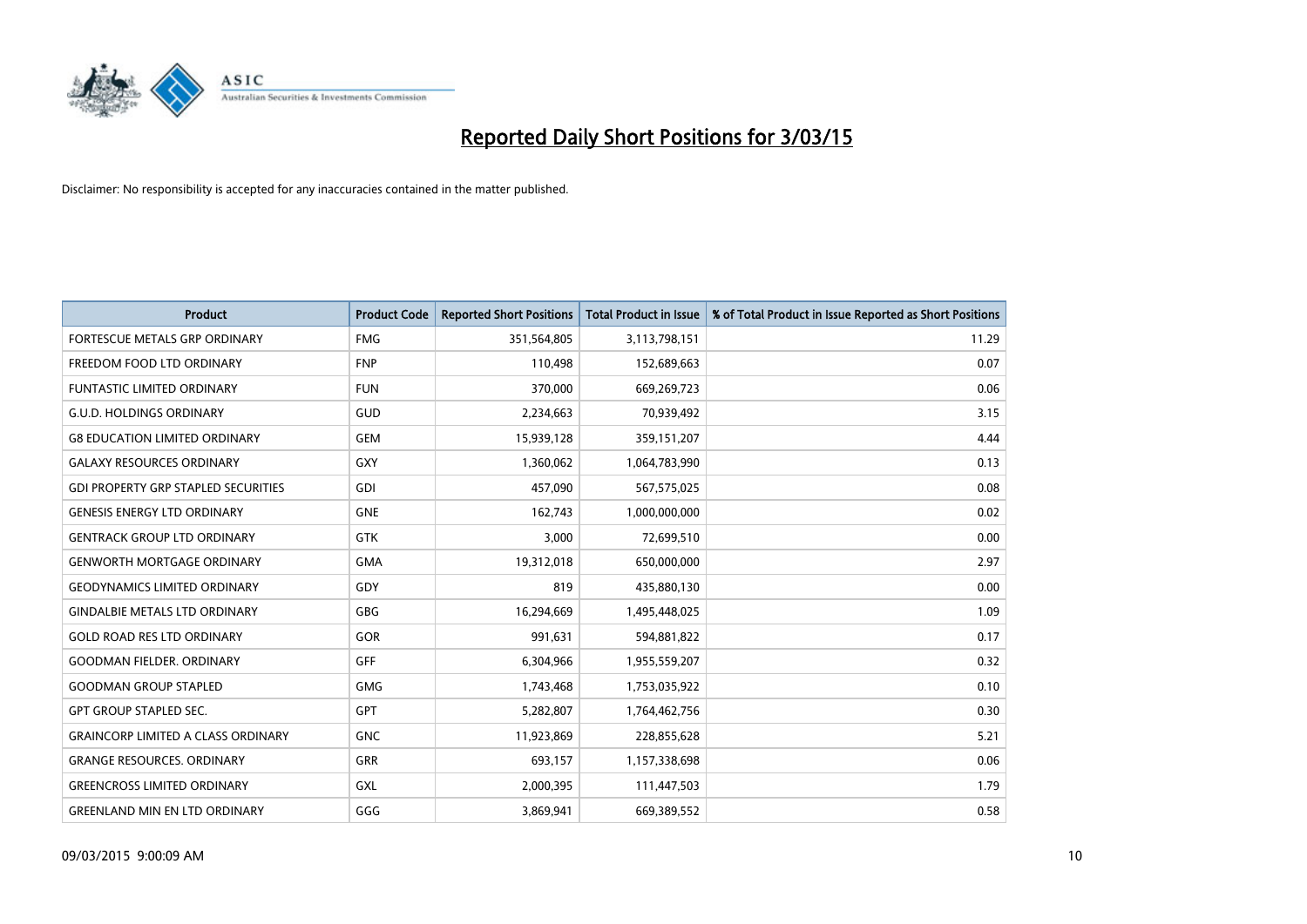# Reported Daily Short Positions for 3/03/15

Disclaimer: No responsibility is accepted for any inaccuracies contained in the matter published.

| Product | Product Code | Reported Short Positions | Total Product in Issue | % of Total Product in Issue Reported as Short Positions |
|---|---|---|---|---|
| FORTESCUE METALS GRP ORDINARY | FMG | 351,564,805 | 3,113,798,151 | 11.29 |
| FREEDOM FOOD LTD ORDINARY | FNP | 110,498 | 152,689,663 | 0.07 |
| FUNTASTIC LIMITED ORDINARY | FUN | 370,000 | 669,269,723 | 0.06 |
| G.U.D. HOLDINGS ORDINARY | GUD | 2,234,663 | 70,939,492 | 3.15 |
| G8 EDUCATION LIMITED ORDINARY | GEM | 15,939,128 | 359,151,207 | 4.44 |
| GALAXY RESOURCES ORDINARY | GXY | 1,360,062 | 1,064,783,990 | 0.13 |
| GDI PROPERTY GRP STAPLED SECURITIES | GDI | 457,090 | 567,575,025 | 0.08 |
| GENESIS ENERGY LTD ORDINARY | GNE | 162,743 | 1,000,000,000 | 0.02 |
| GENTRACK GROUP LTD ORDINARY | GTK | 3,000 | 72,699,510 | 0.00 |
| GENWORTH MORTGAGE ORDINARY | GMA | 19,312,018 | 650,000,000 | 2.97 |
| GEODYNAMICS LIMITED ORDINARY | GDY | 819 | 435,880,130 | 0.00 |
| GINDALBIE METALS LTD ORDINARY | GBG | 16,294,669 | 1,495,448,025 | 1.09 |
| GOLD ROAD RES LTD ORDINARY | GOR | 991,631 | 594,881,822 | 0.17 |
| GOODMAN FIELDER. ORDINARY | GFF | 6,304,966 | 1,955,559,207 | 0.32 |
| GOODMAN GROUP STAPLED | GMG | 1,743,468 | 1,753,035,922 | 0.10 |
| GPT GROUP STAPLED SEC. | GPT | 5,282,807 | 1,764,462,756 | 0.30 |
| GRAINCORP LIMITED A CLASS ORDINARY | GNC | 11,923,869 | 228,855,628 | 5.21 |
| GRANGE RESOURCES. ORDINARY | GRR | 693,157 | 1,157,338,698 | 0.06 |
| GREENCROSS LIMITED ORDINARY | GXL | 2,000,395 | 111,447,503 | 1.79 |
| GREENLAND MIN EN LTD ORDINARY | GGG | 3,869,941 | 669,389,552 | 0.58 |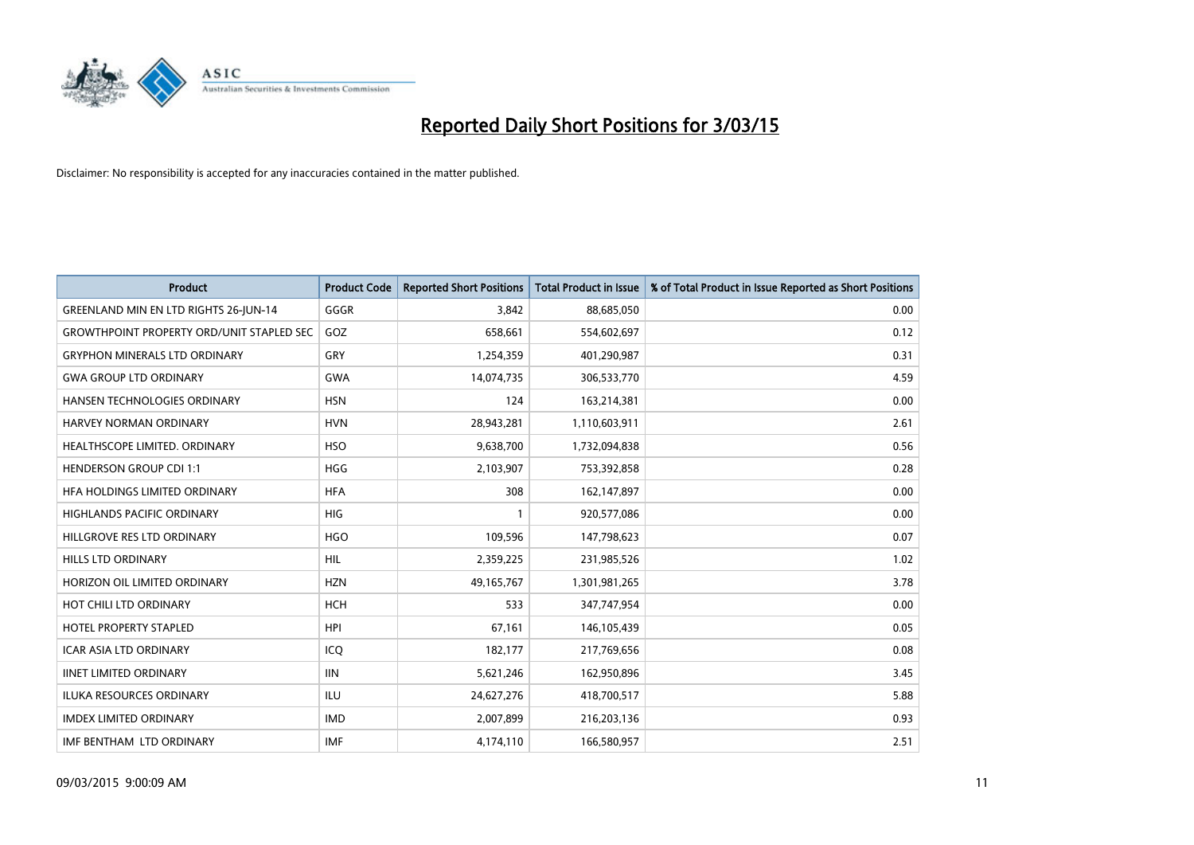# Reported Daily Short Positions for 3/03/15

Disclaimer: No responsibility is accepted for any inaccuracies contained in the matter published.

| Product | Product Code | Reported Short Positions | Total Product in Issue | % of Total Product in Issue Reported as Short Positions |
|---|---|---|---|---|
| GREENLAND MIN EN LTD RIGHTS 26-JUN-14 | GGGR | 3,842 | 88,685,050 | 0.00 |
| GROWTHPOINT PROPERTY ORD/UNIT STAPLED SEC | GOZ | 658,661 | 554,602,697 | 0.12 |
| GRYPHON MINERALS LTD ORDINARY | GRY | 1,254,359 | 401,290,987 | 0.31 |
| GWA GROUP LTD ORDINARY | GWA | 14,074,735 | 306,533,770 | 4.59 |
| HANSEN TECHNOLOGIES ORDINARY | HSN | 124 | 163,214,381 | 0.00 |
| HARVEY NORMAN ORDINARY | HVN | 28,943,281 | 1,110,603,911 | 2.61 |
| HEALTHSCOPE LIMITED. ORDINARY | HSO | 9,638,700 | 1,732,094,838 | 0.56 |
| HENDERSON GROUP CDI 1:1 | HGG | 2,103,907 | 753,392,858 | 0.28 |
| HFA HOLDINGS LIMITED ORDINARY | HFA | 308 | 162,147,897 | 0.00 |
| HIGHLANDS PACIFIC ORDINARY | HIG | 1 | 920,577,086 | 0.00 |
| HILLGROVE RES LTD ORDINARY | HGO | 109,596 | 147,798,623 | 0.07 |
| HILLS LTD ORDINARY | HIL | 2,359,225 | 231,985,526 | 1.02 |
| HORIZON OIL LIMITED ORDINARY | HZN | 49,165,767 | 1,301,981,265 | 3.78 |
| HOT CHILI LTD ORDINARY | HCH | 533 | 347,747,954 | 0.00 |
| HOTEL PROPERTY STAPLED | HPI | 67,161 | 146,105,439 | 0.05 |
| ICAR ASIA LTD ORDINARY | ICQ | 182,177 | 217,769,656 | 0.08 |
| IINET LIMITED ORDINARY | IIN | 5,621,246 | 162,950,896 | 3.45 |
| ILUKA RESOURCES ORDINARY | ILU | 24,627,276 | 418,700,517 | 5.88 |
| IMDEX LIMITED ORDINARY | IMD | 2,007,899 | 216,203,136 | 0.93 |
| IMF BENTHAM LTD ORDINARY | IMF | 4,174,110 | 166,580,957 | 2.51 |

09/03/2015 9:00:09 AM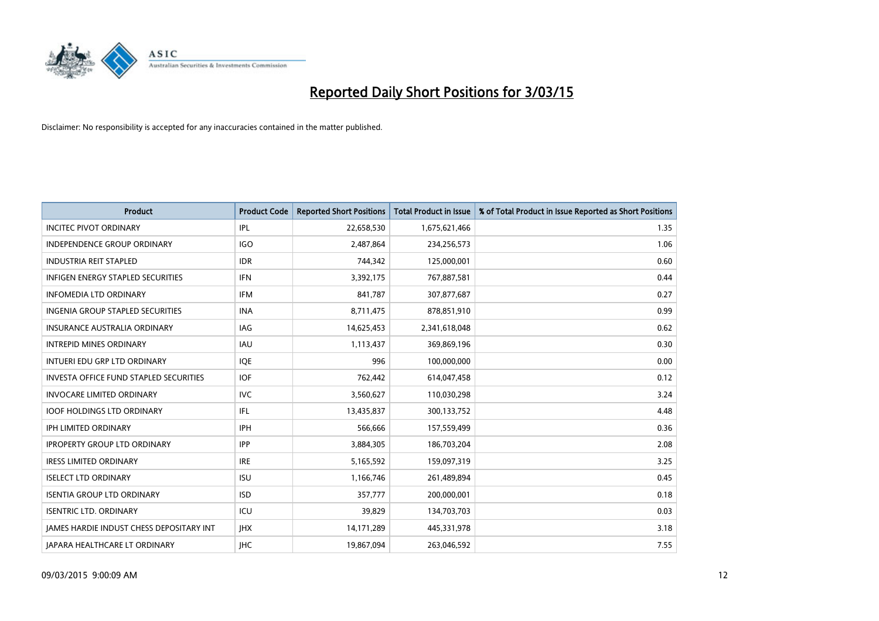# Reported Daily Short Positions for 3/03/15

Disclaimer: No responsibility is accepted for any inaccuracies contained in the matter published.

| Product | Product Code | Reported Short Positions | Total Product in Issue | % of Total Product in Issue Reported as Short Positions |
|---|---|---|---|---|
| INCITEC PIVOT ORDINARY | IPL | 22,658,530 | 1,675,621,466 | 1.35 |
| INDEPENDENCE GROUP ORDINARY | IGO | 2,487,864 | 234,256,573 | 1.06 |
| INDUSTRIA REIT STAPLED | IDR | 744,342 | 125,000,001 | 0.60 |
| INFIGEN ENERGY STAPLED SECURITIES | IFN | 3,392,175 | 767,887,581 | 0.44 |
| INFOMEDIA LTD ORDINARY | IFM | 841,787 | 307,877,687 | 0.27 |
| INGENIA GROUP STAPLED SECURITIES | INA | 8,711,475 | 878,851,910 | 0.99 |
| INSURANCE AUSTRALIA ORDINARY | IAG | 14,625,453 | 2,341,618,048 | 0.62 |
| INTREPID MINES ORDINARY | IAU | 1,113,437 | 369,869,196 | 0.30 |
| INTUERI EDU GRP LTD ORDINARY | IQE | 996 | 100,000,000 | 0.00 |
| INVESTA OFFICE FUND STAPLED SECURITIES | IOF | 762,442 | 614,047,458 | 0.12 |
| INVOCARE LIMITED ORDINARY | IVC | 3,560,627 | 110,030,298 | 3.24 |
| IOOF HOLDINGS LTD ORDINARY | IFL | 13,435,837 | 300,133,752 | 4.48 |
| IPH LIMITED ORDINARY | IPH | 566,666 | 157,559,499 | 0.36 |
| IPROPERTY GROUP LTD ORDINARY | IPP | 3,884,305 | 186,703,204 | 2.08 |
| IRESS LIMITED ORDINARY | IRE | 5,165,592 | 159,097,319 | 3.25 |
| ISELECT LTD ORDINARY | ISU | 1,166,746 | 261,489,894 | 0.45 |
| ISENTIA GROUP LTD ORDINARY | ISD | 357,777 | 200,000,001 | 0.18 |
| ISENTRIC LTD. ORDINARY | ICU | 39,829 | 134,703,703 | 0.03 |
| JAMES HARDIE INDUST CHESS DEPOSITARY INT | JHX | 14,171,289 | 445,331,978 | 3.18 |
| JAPARA HEALTHCARE LT ORDINARY | JHC | 19,867,094 | 263,046,592 | 7.55 |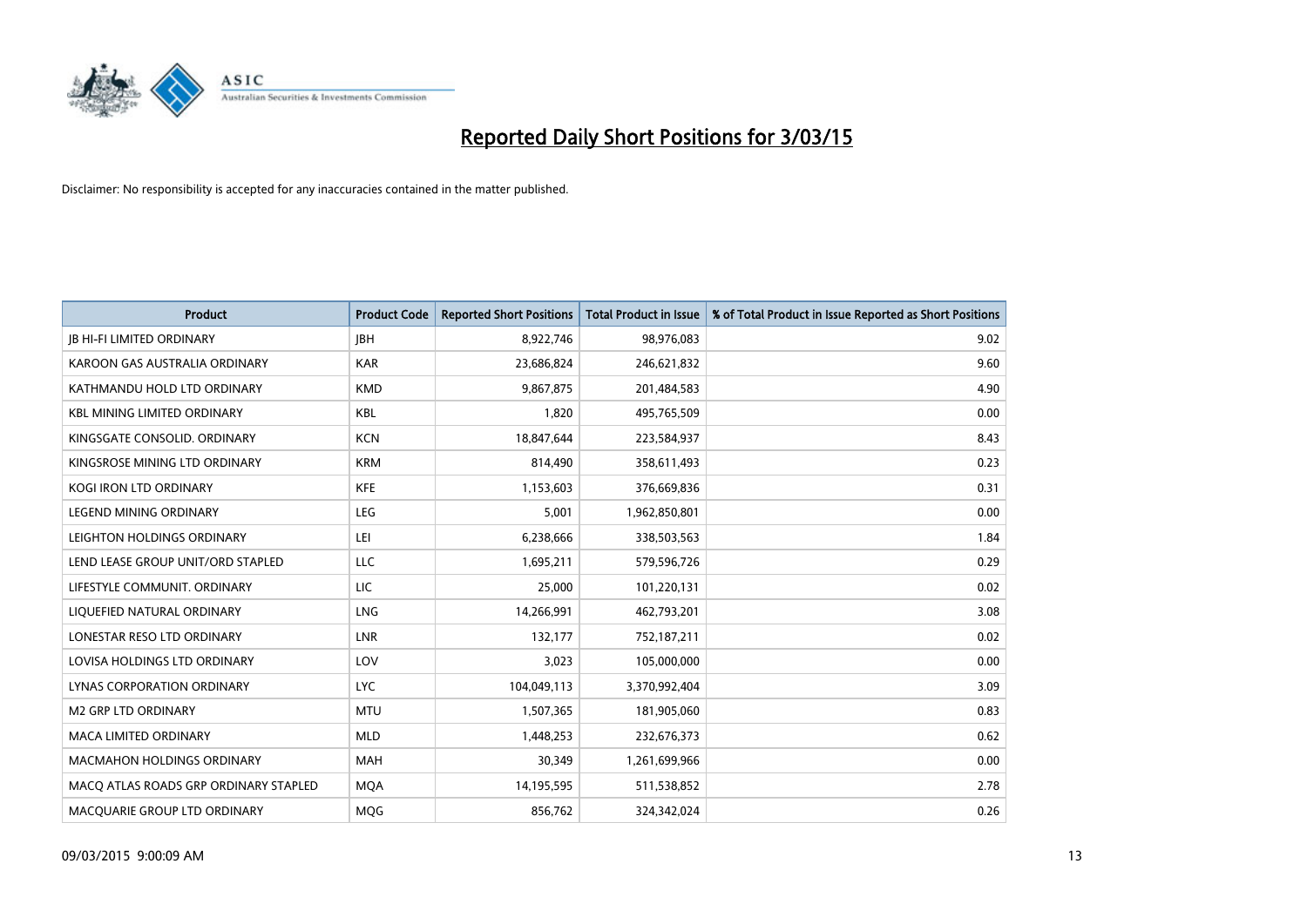# Reported Daily Short Positions for 3/03/15

Disclaimer: No responsibility is accepted for any inaccuracies contained in the matter published.

| Product | Product Code | Reported Short Positions | Total Product in Issue | % of Total Product in Issue Reported as Short Positions |
|---|---|---|---|---|
| JB HI-FI LIMITED ORDINARY | JBH | 8,922,746 | 98,976,083 | 9.02 |
| KAROON GAS AUSTRALIA ORDINARY | KAR | 23,686,824 | 246,621,832 | 9.60 |
| KATHMANDU HOLD LTD ORDINARY | KMD | 9,867,875 | 201,484,583 | 4.90 |
| KBL MINING LIMITED ORDINARY | KBL | 1,820 | 495,765,509 | 0.00 |
| KINGSGATE CONSOLID. ORDINARY | KCN | 18,847,644 | 223,584,937 | 8.43 |
| KINGSROSE MINING LTD ORDINARY | KRM | 814,490 | 358,611,493 | 0.23 |
| KOGI IRON LTD ORDINARY | KFE | 1,153,603 | 376,669,836 | 0.31 |
| LEGEND MINING ORDINARY | LEG | 5,001 | 1,962,850,801 | 0.00 |
| LEIGHTON HOLDINGS ORDINARY | LEI | 6,238,666 | 338,503,563 | 1.84 |
| LEND LEASE GROUP UNIT/ORD STAPLED | LLC | 1,695,211 | 579,596,726 | 0.29 |
| LIFESTYLE COMMUNIT. ORDINARY | LIC | 25,000 | 101,220,131 | 0.02 |
| LIQUEFIED NATURAL ORDINARY | LNG | 14,266,991 | 462,793,201 | 3.08 |
| LONESTAR RESO LTD ORDINARY | LNR | 132,177 | 752,187,211 | 0.02 |
| LOVISA HOLDINGS LTD ORDINARY | LOV | 3,023 | 105,000,000 | 0.00 |
| LYNAS CORPORATION ORDINARY | LYC | 104,049,113 | 3,370,992,404 | 3.09 |
| M2 GRP LTD ORDINARY | MTU | 1,507,365 | 181,905,060 | 0.83 |
| MACA LIMITED ORDINARY | MLD | 1,448,253 | 232,676,373 | 0.62 |
| MACMAHON HOLDINGS ORDINARY | MAH | 30,349 | 1,261,699,966 | 0.00 |
| MACQ ATLAS ROADS GRP ORDINARY STAPLED | MQA | 14,195,595 | 511,538,852 | 2.78 |
| MACQUARIE GROUP LTD ORDINARY | MQG | 856,762 | 324,342,024 | 0.26 |

09/03/2015 9:00:09 AM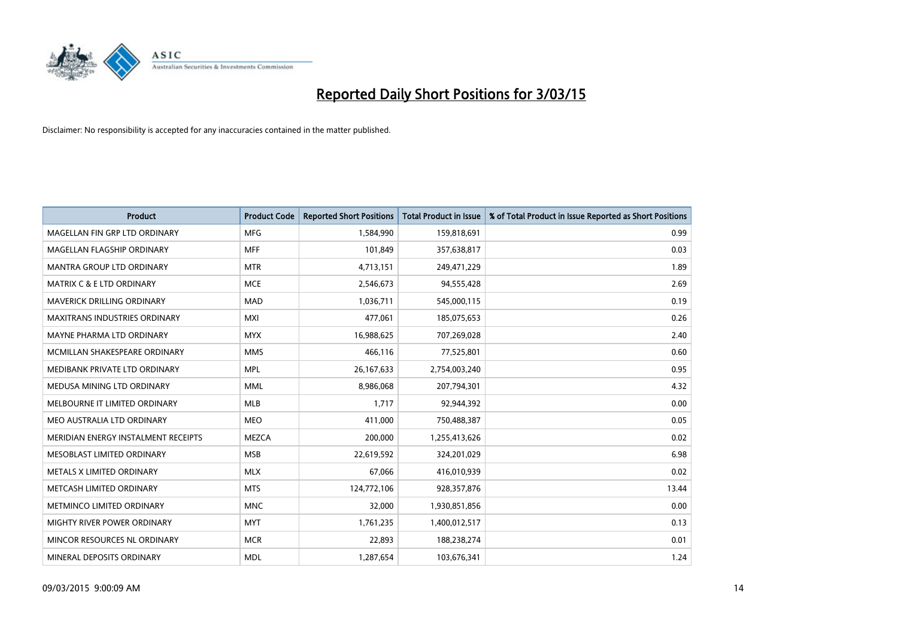# Reported Daily Short Positions for 3/03/15

Disclaimer: No responsibility is accepted for any inaccuracies contained in the matter published.

| Product | Product Code | Reported Short Positions | Total Product in Issue | % of Total Product in Issue Reported as Short Positions |
|---|---|---|---|---|
| MAGELLAN FIN GRP LTD ORDINARY | MFG | 1,584,990 | 159,818,691 | 0.99 |
| MAGELLAN FLAGSHIP ORDINARY | MFF | 101,849 | 357,638,817 | 0.03 |
| MANTRA GROUP LTD ORDINARY | MTR | 4,713,151 | 249,471,229 | 1.89 |
| MATRIX C & E LTD ORDINARY | MCE | 2,546,673 | 94,555,428 | 2.69 |
| MAVERICK DRILLING ORDINARY | MAD | 1,036,711 | 545,000,115 | 0.19 |
| MAXITRANS INDUSTRIES ORDINARY | MXI | 477,061 | 185,075,653 | 0.26 |
| MAYNE PHARMA LTD ORDINARY | MYX | 16,988,625 | 707,269,028 | 2.40 |
| MCMILLAN SHAKESPEARE ORDINARY | MMS | 466,116 | 77,525,801 | 0.60 |
| MEDIBANK PRIVATE LTD ORDINARY | MPL | 26,167,633 | 2,754,003,240 | 0.95 |
| MEDUSA MINING LTD ORDINARY | MML | 8,986,068 | 207,794,301 | 4.32 |
| MELBOURNE IT LIMITED ORDINARY | MLB | 1,717 | 92,944,392 | 0.00 |
| MEO AUSTRALIA LTD ORDINARY | MEO | 411,000 | 750,488,387 | 0.05 |
| MERIDIAN ENERGY INSTALMENT RECEIPTS | MEZCA | 200,000 | 1,255,413,626 | 0.02 |
| MESOBLAST LIMITED ORDINARY | MSB | 22,619,592 | 324,201,029 | 6.98 |
| METALS X LIMITED ORDINARY | MLX | 67,066 | 416,010,939 | 0.02 |
| METCASH LIMITED ORDINARY | MTS | 124,772,106 | 928,357,876 | 13.44 |
| METMINCO LIMITED ORDINARY | MNC | 32,000 | 1,930,851,856 | 0.00 |
| MIGHTY RIVER POWER ORDINARY | MYT | 1,761,235 | 1,400,012,517 | 0.13 |
| MINCOR RESOURCES NL ORDINARY | MCR | 22,893 | 188,238,274 | 0.01 |
| MINERAL DEPOSITS ORDINARY | MDL | 1,287,654 | 103,676,341 | 1.24 |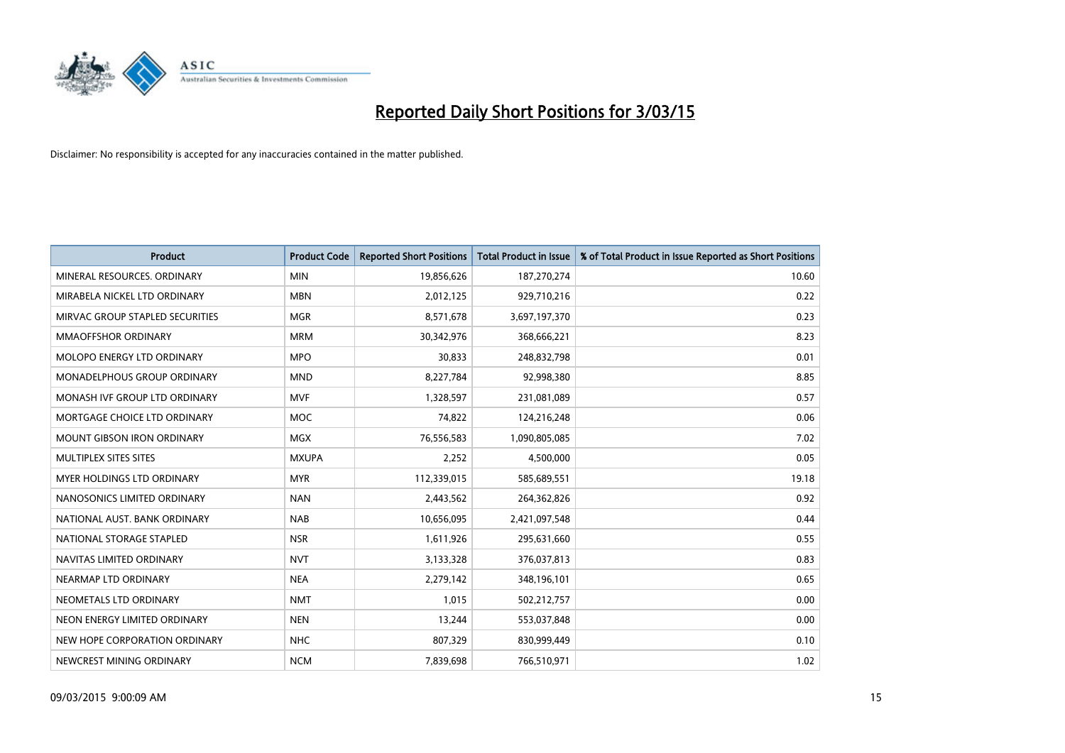# Reported Daily Short Positions for 3/03/15

Disclaimer: No responsibility is accepted for any inaccuracies contained in the matter published.

| Product | Product Code | Reported Short Positions | Total Product in Issue | % of Total Product in Issue Reported as Short Positions |
|---|---|---|---|---|
| MINERAL RESOURCES. ORDINARY | MIN | 19,856,626 | 187,270,274 | 10.60 |
| MIRABELA NICKEL LTD ORDINARY | MBN | 2,012,125 | 929,710,216 | 0.22 |
| MIRVAC GROUP STAPLED SECURITIES | MGR | 8,571,678 | 3,697,197,370 | 0.23 |
| MMAOFFSHOR ORDINARY | MRM | 30,342,976 | 368,666,221 | 8.23 |
| MOLOPO ENERGY LTD ORDINARY | MPO | 30,833 | 248,832,798 | 0.01 |
| MONADELPHOUS GROUP ORDINARY | MND | 8,227,784 | 92,998,380 | 8.85 |
| MONASH IVF GROUP LTD ORDINARY | MVF | 1,328,597 | 231,081,089 | 0.57 |
| MORTGAGE CHOICE LTD ORDINARY | MOC | 74,822 | 124,216,248 | 0.06 |
| MOUNT GIBSON IRON ORDINARY | MGX | 76,556,583 | 1,090,805,085 | 7.02 |
| MULTIPLEX SITES SITES | MXUPA | 2,252 | 4,500,000 | 0.05 |
| MYER HOLDINGS LTD ORDINARY | MYR | 112,339,015 | 585,689,551 | 19.18 |
| NANOSONICS LIMITED ORDINARY | NAN | 2,443,562 | 264,362,826 | 0.92 |
| NATIONAL AUST. BANK ORDINARY | NAB | 10,656,095 | 2,421,097,548 | 0.44 |
| NATIONAL STORAGE STAPLED | NSR | 1,611,926 | 295,631,660 | 0.55 |
| NAVITAS LIMITED ORDINARY | NVT | 3,133,328 | 376,037,813 | 0.83 |
| NEARMAP LTD ORDINARY | NEA | 2,279,142 | 348,196,101 | 0.65 |
| NEOMETALS LTD ORDINARY | NMT | 1,015 | 502,212,757 | 0.00 |
| NEON ENERGY LIMITED ORDINARY | NEN | 13,244 | 553,037,848 | 0.00 |
| NEW HOPE CORPORATION ORDINARY | NHC | 807,329 | 830,999,449 | 0.10 |
| NEWCREST MINING ORDINARY | NCM | 7,839,698 | 766,510,971 | 1.02 |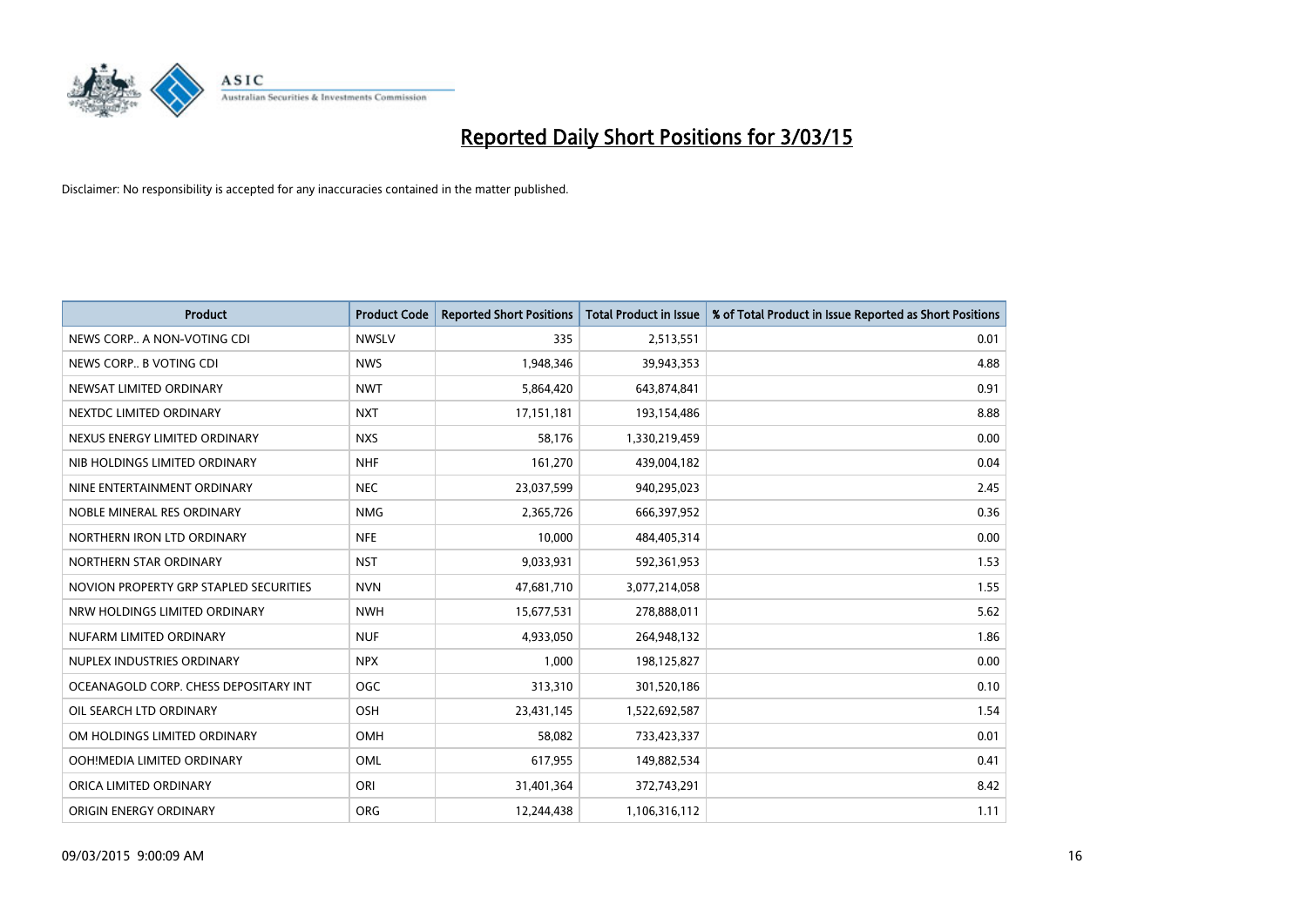# Reported Daily Short Positions for 3/03/15

Disclaimer: No responsibility is accepted for any inaccuracies contained in the matter published.

| Product | Product Code | Reported Short Positions | Total Product in Issue | % of Total Product in Issue Reported as Short Positions |
|---|---|---|---|---|
| NEWS CORP.. A NON-VOTING CDI | NWSLV | 335 | 2,513,551 | 0.01 |
| NEWS CORP.. B VOTING CDI | NWS | 1,948,346 | 39,943,353 | 4.88 |
| NEWSAT LIMITED ORDINARY | NWT | 5,864,420 | 643,874,841 | 0.91 |
| NEXTDC LIMITED ORDINARY | NXT | 17,151,181 | 193,154,486 | 8.88 |
| NEXUS ENERGY LIMITED ORDINARY | NXS | 58,176 | 1,330,219,459 | 0.00 |
| NIB HOLDINGS LIMITED ORDINARY | NHF | 161,270 | 439,004,182 | 0.04 |
| NINE ENTERTAINMENT ORDINARY | NEC | 23,037,599 | 940,295,023 | 2.45 |
| NOBLE MINERAL RES ORDINARY | NMG | 2,365,726 | 666,397,952 | 0.36 |
| NORTHERN IRON LTD ORDINARY | NFE | 10,000 | 484,405,314 | 0.00 |
| NORTHERN STAR ORDINARY | NST | 9,033,931 | 592,361,953 | 1.53 |
| NOVION PROPERTY GRP STAPLED SECURITIES | NVN | 47,681,710 | 3,077,214,058 | 1.55 |
| NRW HOLDINGS LIMITED ORDINARY | NWH | 15,677,531 | 278,888,011 | 5.62 |
| NUFARM LIMITED ORDINARY | NUF | 4,933,050 | 264,948,132 | 1.86 |
| NUPLEX INDUSTRIES ORDINARY | NPX | 1,000 | 198,125,827 | 0.00 |
| OCEANAGOLD CORP. CHESS DEPOSITARY INT | OGC | 313,310 | 301,520,186 | 0.10 |
| OIL SEARCH LTD ORDINARY | OSH | 23,431,145 | 1,522,692,587 | 1.54 |
| OM HOLDINGS LIMITED ORDINARY | OMH | 58,082 | 733,423,337 | 0.01 |
| OOH!MEDIA LIMITED ORDINARY | OML | 617,955 | 149,882,534 | 0.41 |
| ORICA LIMITED ORDINARY | ORI | 31,401,364 | 372,743,291 | 8.42 |
| ORIGIN ENERGY ORDINARY | ORG | 12,244,438 | 1,106,316,112 | 1.11 |

09/03/2015 9:00:09 AM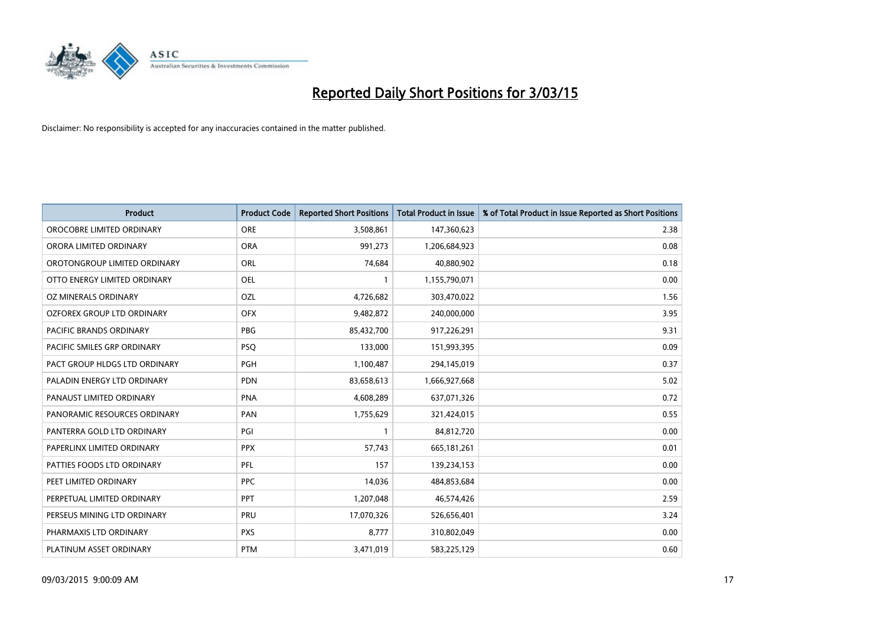# Reported Daily Short Positions for 3/03/15

Disclaimer: No responsibility is accepted for any inaccuracies contained in the matter published.

| Product | Product Code | Reported Short Positions | Total Product in Issue | % of Total Product in Issue Reported as Short Positions |
|---|---|---|---|---|
| OROCOBRE LIMITED ORDINARY | ORE | 3,508,861 | 147,360,623 | 2.38 |
| ORORA LIMITED ORDINARY | ORA | 991,273 | 1,206,684,923 | 0.08 |
| OROTONGROUP LIMITED ORDINARY | ORL | 74,684 | 40,880,902 | 0.18 |
| OTTO ENERGY LIMITED ORDINARY | OEL | 1 | 1,155,790,071 | 0.00 |
| OZ MINERALS ORDINARY | OZL | 4,726,682 | 303,470,022 | 1.56 |
| OZFOREX GROUP LTD ORDINARY | OFX | 9,482,872 | 240,000,000 | 3.95 |
| PACIFIC BRANDS ORDINARY | PBG | 85,432,700 | 917,226,291 | 9.31 |
| PACIFIC SMILES GRP ORDINARY | PSQ | 133,000 | 151,993,395 | 0.09 |
| PACT GROUP HLDGS LTD ORDINARY | PGH | 1,100,487 | 294,145,019 | 0.37 |
| PALADIN ENERGY LTD ORDINARY | PDN | 83,658,613 | 1,666,927,668 | 5.02 |
| PANAUST LIMITED ORDINARY | PNA | 4,608,289 | 637,071,326 | 0.72 |
| PANORAMIC RESOURCES ORDINARY | PAN | 1,755,629 | 321,424,015 | 0.55 |
| PANTERRA GOLD LTD ORDINARY | PGI | 1 | 84,812,720 | 0.00 |
| PAPERLINX LIMITED ORDINARY | PPX | 57,743 | 665,181,261 | 0.01 |
| PATTIES FOODS LTD ORDINARY | PFL | 157 | 139,234,153 | 0.00 |
| PEET LIMITED ORDINARY | PPC | 14,036 | 484,853,684 | 0.00 |
| PERPETUAL LIMITED ORDINARY | PPT | 1,207,048 | 46,574,426 | 2.59 |
| PERSEUS MINING LTD ORDINARY | PRU | 17,070,326 | 526,656,401 | 3.24 |
| PHARMAXIS LTD ORDINARY | PXS | 8,777 | 310,802,049 | 0.00 |
| PLATINUM ASSET ORDINARY | PTM | 3,471,019 | 583,225,129 | 0.60 |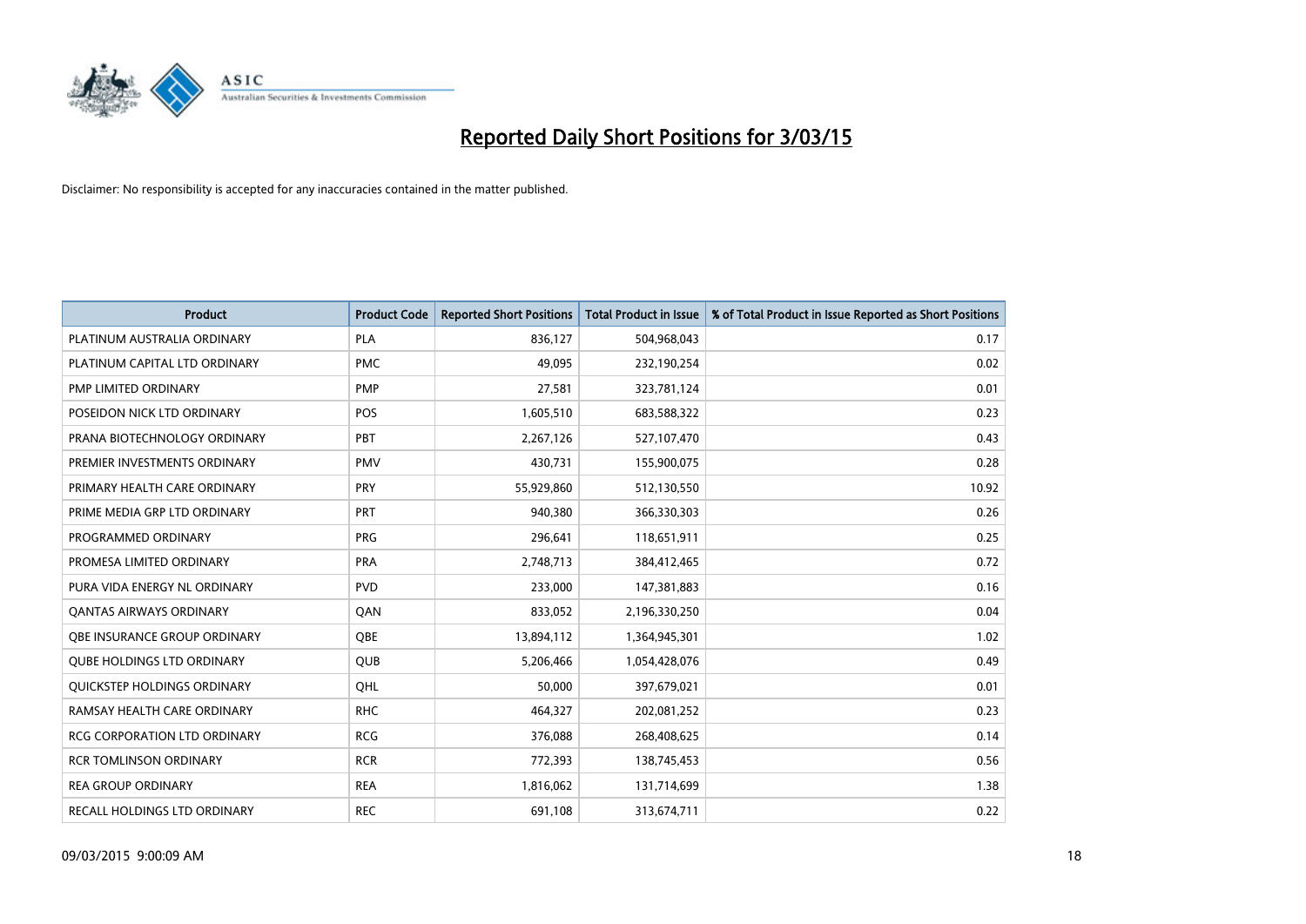# Reported Daily Short Positions for 3/03/15

Disclaimer: No responsibility is accepted for any inaccuracies contained in the matter published.

| Product | Product Code | Reported Short Positions | Total Product in Issue | % of Total Product in Issue Reported as Short Positions |
|---|---|---|---|---|
| PLATINUM AUSTRALIA ORDINARY | PLA | 836,127 | 504,968,043 | 0.17 |
| PLATINUM CAPITAL LTD ORDINARY | PMC | 49,095 | 232,190,254 | 0.02 |
| PMP LIMITED ORDINARY | PMP | 27,581 | 323,781,124 | 0.01 |
| POSEIDON NICK LTD ORDINARY | POS | 1,605,510 | 683,588,322 | 0.23 |
| PRANA BIOTECHNOLOGY ORDINARY | PBT | 2,267,126 | 527,107,470 | 0.43 |
| PREMIER INVESTMENTS ORDINARY | PMV | 430,731 | 155,900,075 | 0.28 |
| PRIMARY HEALTH CARE ORDINARY | PRY | 55,929,860 | 512,130,550 | 10.92 |
| PRIME MEDIA GRP LTD ORDINARY | PRT | 940,380 | 366,330,303 | 0.26 |
| PROGRAMMED ORDINARY | PRG | 296,641 | 118,651,911 | 0.25 |
| PROMESA LIMITED ORDINARY | PRA | 2,748,713 | 384,412,465 | 0.72 |
| PURA VIDA ENERGY NL ORDINARY | PVD | 233,000 | 147,381,883 | 0.16 |
| QANTAS AIRWAYS ORDINARY | QAN | 833,052 | 2,196,330,250 | 0.04 |
| QBE INSURANCE GROUP ORDINARY | QBE | 13,894,112 | 1,364,945,301 | 1.02 |
| QUBE HOLDINGS LTD ORDINARY | QUB | 5,206,466 | 1,054,428,076 | 0.49 |
| QUICKSTEP HOLDINGS ORDINARY | QHL | 50,000 | 397,679,021 | 0.01 |
| RAMSAY HEALTH CARE ORDINARY | RHC | 464,327 | 202,081,252 | 0.23 |
| RCG CORPORATION LTD ORDINARY | RCG | 376,088 | 268,408,625 | 0.14 |
| RCR TOMLINSON ORDINARY | RCR | 772,393 | 138,745,453 | 0.56 |
| REA GROUP ORDINARY | REA | 1,816,062 | 131,714,699 | 1.38 |
| RECALL HOLDINGS LTD ORDINARY | REC | 691,108 | 313,674,711 | 0.22 |

09/03/2015 9:00:09 AM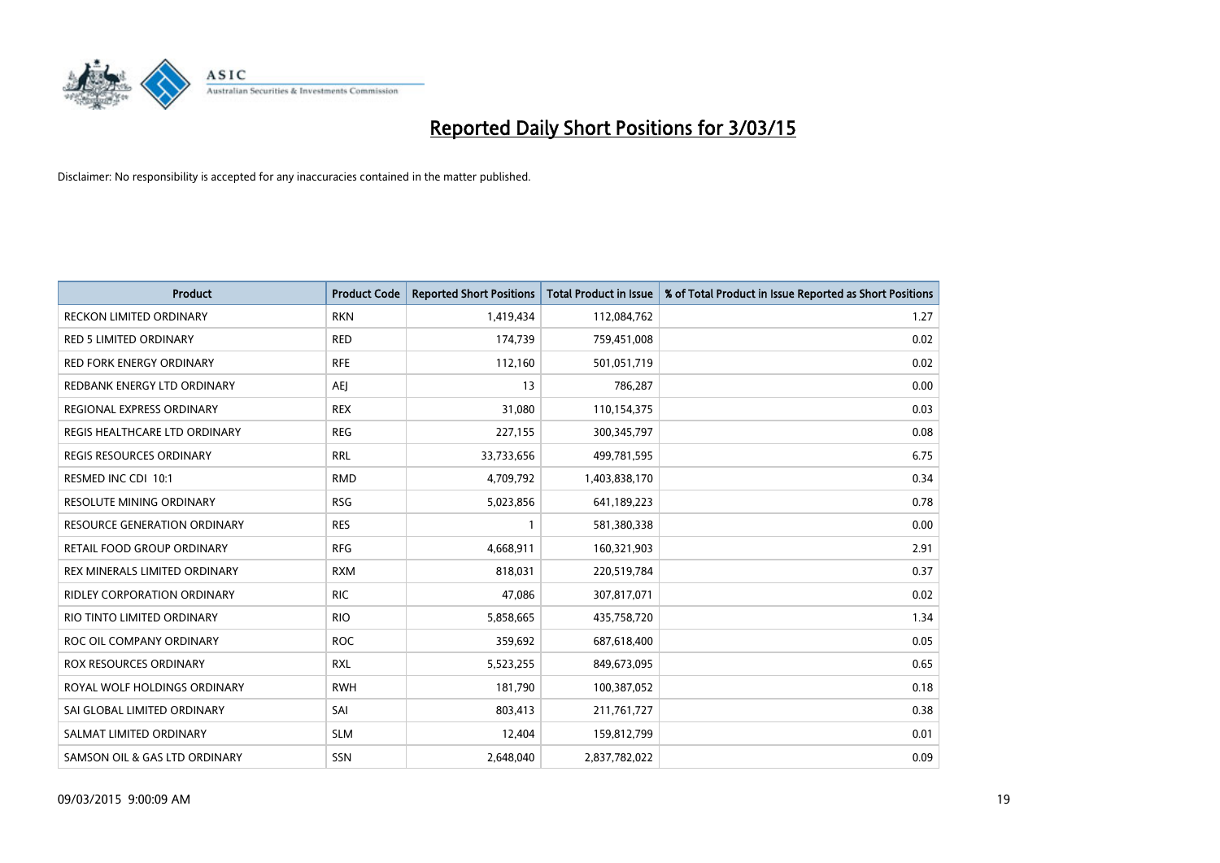# Reported Daily Short Positions for 3/03/15

Disclaimer: No responsibility is accepted for any inaccuracies contained in the matter published.

| Product | Product Code | Reported Short Positions | Total Product in Issue | % of Total Product in Issue Reported as Short Positions |
|---|---|---|---|---|
| RECKON LIMITED ORDINARY | RKN | 1,419,434 | 112,084,762 | 1.27 |
| RED 5 LIMITED ORDINARY | RED | 174,739 | 759,451,008 | 0.02 |
| RED FORK ENERGY ORDINARY | RFE | 112,160 | 501,051,719 | 0.02 |
| REDBANK ENERGY LTD ORDINARY | AEJ | 13 | 786,287 | 0.00 |
| REGIONAL EXPRESS ORDINARY | REX | 31,080 | 110,154,375 | 0.03 |
| REGIS HEALTHCARE LTD ORDINARY | REG | 227,155 | 300,345,797 | 0.08 |
| REGIS RESOURCES ORDINARY | RRL | 33,733,656 | 499,781,595 | 6.75 |
| RESMED INC CDI 10:1 | RMD | 4,709,792 | 1,403,838,170 | 0.34 |
| RESOLUTE MINING ORDINARY | RSG | 5,023,856 | 641,189,223 | 0.78 |
| RESOURCE GENERATION ORDINARY | RES | 1 | 581,380,338 | 0.00 |
| RETAIL FOOD GROUP ORDINARY | RFG | 4,668,911 | 160,321,903 | 2.91 |
| REX MINERALS LIMITED ORDINARY | RXM | 818,031 | 220,519,784 | 0.37 |
| RIDLEY CORPORATION ORDINARY | RIC | 47,086 | 307,817,071 | 0.02 |
| RIO TINTO LIMITED ORDINARY | RIO | 5,858,665 | 435,758,720 | 1.34 |
| ROC OIL COMPANY ORDINARY | ROC | 359,692 | 687,618,400 | 0.05 |
| ROX RESOURCES ORDINARY | RXL | 5,523,255 | 849,673,095 | 0.65 |
| ROYAL WOLF HOLDINGS ORDINARY | RWH | 181,790 | 100,387,052 | 0.18 |
| SAI GLOBAL LIMITED ORDINARY | SAI | 803,413 | 211,761,727 | 0.38 |
| SALMAT LIMITED ORDINARY | SLM | 12,404 | 159,812,799 | 0.01 |
| SAMSON OIL & GAS LTD ORDINARY | SSN | 2,648,040 | 2,837,782,022 | 0.09 |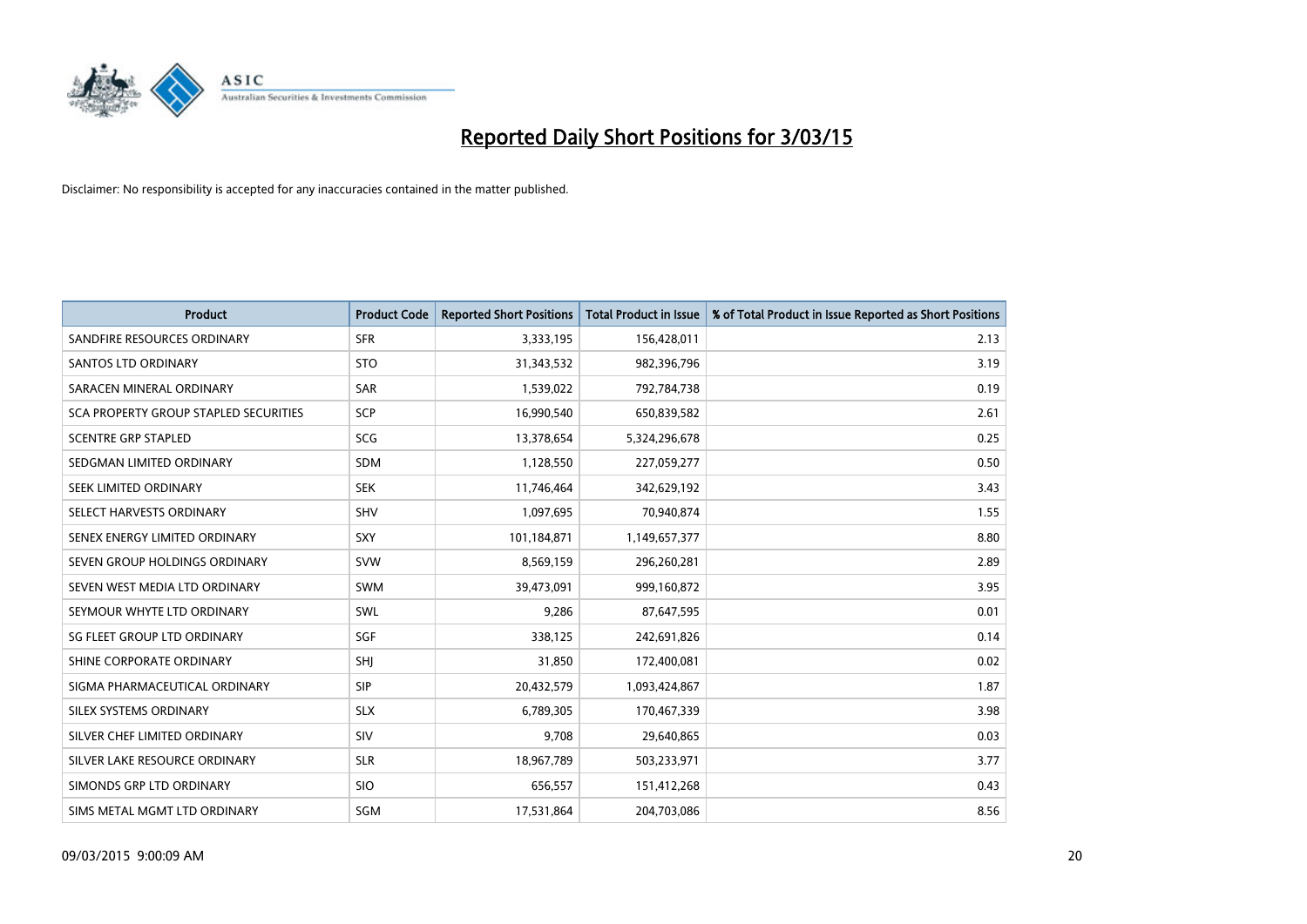# Reported Daily Short Positions for 3/03/15

Disclaimer: No responsibility is accepted for any inaccuracies contained in the matter published.

| Product | Product Code | Reported Short Positions | Total Product in Issue | % of Total Product in Issue Reported as Short Positions |
|---|---|---|---|---|
| SANDFIRE RESOURCES ORDINARY | SFR | 3,333,195 | 156,428,011 | 2.13 |
| SANTOS LTD ORDINARY | STO | 31,343,532 | 982,396,796 | 3.19 |
| SARACEN MINERAL ORDINARY | SAR | 1,539,022 | 792,784,738 | 0.19 |
| SCA PROPERTY GROUP STAPLED SECURITIES | SCP | 16,990,540 | 650,839,582 | 2.61 |
| SCENTRE GRP STAPLED | SCG | 13,378,654 | 5,324,296,678 | 0.25 |
| SEDGMAN LIMITED ORDINARY | SDM | 1,128,550 | 227,059,277 | 0.50 |
| SEEK LIMITED ORDINARY | SEK | 11,746,464 | 342,629,192 | 3.43 |
| SELECT HARVESTS ORDINARY | SHV | 1,097,695 | 70,940,874 | 1.55 |
| SENEX ENERGY LIMITED ORDINARY | SXY | 101,184,871 | 1,149,657,377 | 8.80 |
| SEVEN GROUP HOLDINGS ORDINARY | SVW | 8,569,159 | 296,260,281 | 2.89 |
| SEVEN WEST MEDIA LTD ORDINARY | SWM | 39,473,091 | 999,160,872 | 3.95 |
| SEYMOUR WHYTE LTD ORDINARY | SWL | 9,286 | 87,647,595 | 0.01 |
| SG FLEET GROUP LTD ORDINARY | SGF | 338,125 | 242,691,826 | 0.14 |
| SHINE CORPORATE ORDINARY | SHJ | 31,850 | 172,400,081 | 0.02 |
| SIGMA PHARMACEUTICAL ORDINARY | SIP | 20,432,579 | 1,093,424,867 | 1.87 |
| SILEX SYSTEMS ORDINARY | SLX | 6,789,305 | 170,467,339 | 3.98 |
| SILVER CHEF LIMITED ORDINARY | SIV | 9,708 | 29,640,865 | 0.03 |
| SILVER LAKE RESOURCE ORDINARY | SLR | 18,967,789 | 503,233,971 | 3.77 |
| SIMONDS GRP LTD ORDINARY | SIO | 656,557 | 151,412,268 | 0.43 |
| SIMS METAL MGMT LTD ORDINARY | SGM | 17,531,864 | 204,703,086 | 8.56 |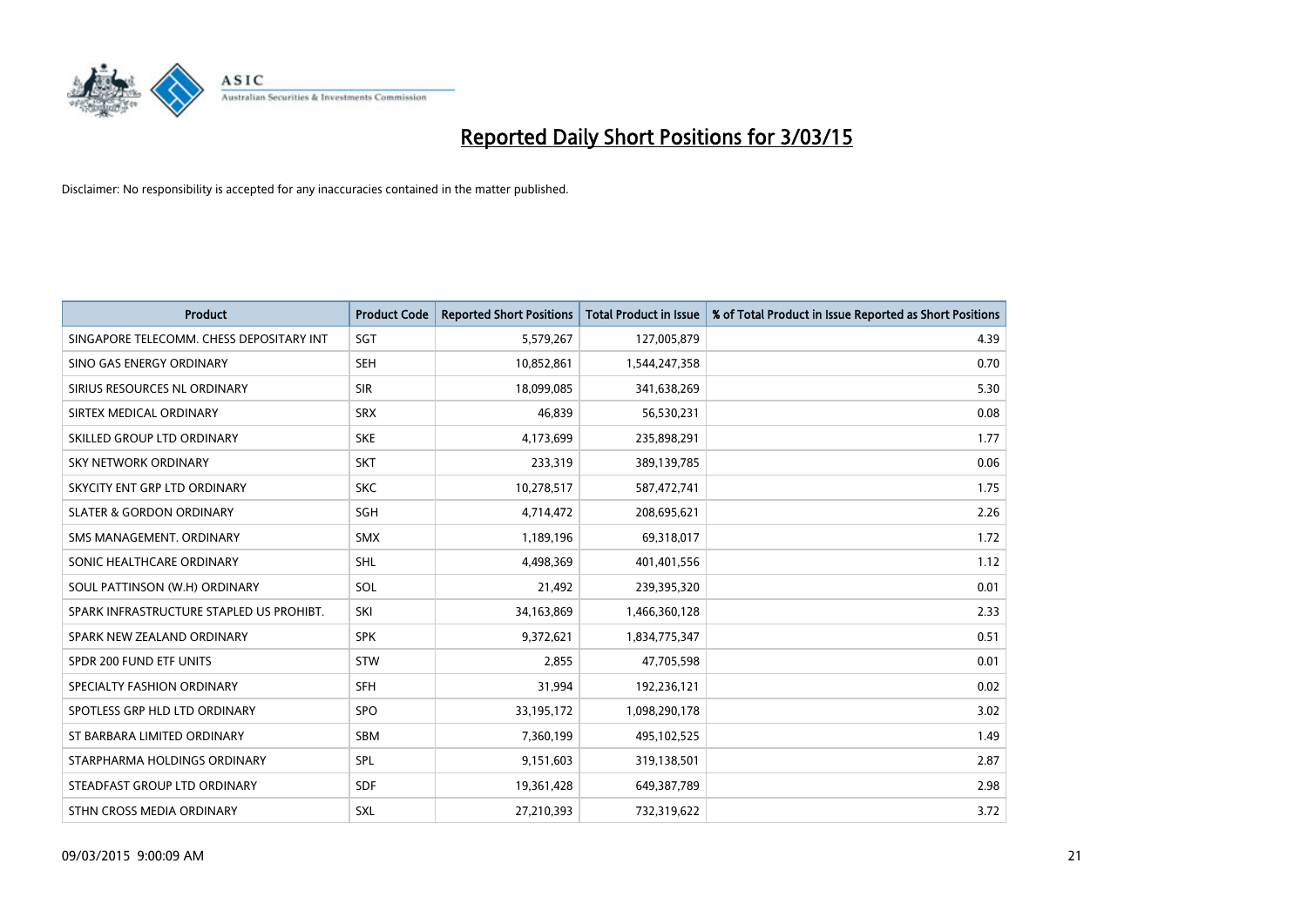# Reported Daily Short Positions for 3/03/15

Disclaimer: No responsibility is accepted for any inaccuracies contained in the matter published.

| Product | Product Code | Reported Short Positions | Total Product in Issue | % of Total Product in Issue Reported as Short Positions |
|---|---|---|---|---|
| SINGAPORE TELECOMM. CHESS DEPOSITARY INT | SGT | 5,579,267 | 127,005,879 | 4.39 |
| SINO GAS ENERGY ORDINARY | SEH | 10,852,861 | 1,544,247,358 | 0.70 |
| SIRIUS RESOURCES NL ORDINARY | SIR | 18,099,085 | 341,638,269 | 5.30 |
| SIRTEX MEDICAL ORDINARY | SRX | 46,839 | 56,530,231 | 0.08 |
| SKILLED GROUP LTD ORDINARY | SKE | 4,173,699 | 235,898,291 | 1.77 |
| SKY NETWORK ORDINARY | SKT | 233,319 | 389,139,785 | 0.06 |
| SKYCITY ENT GRP LTD ORDINARY | SKC | 10,278,517 | 587,472,741 | 1.75 |
| SLATER & GORDON ORDINARY | SGH | 4,714,472 | 208,695,621 | 2.26 |
| SMS MANAGEMENT. ORDINARY | SMX | 1,189,196 | 69,318,017 | 1.72 |
| SONIC HEALTHCARE ORDINARY | SHL | 4,498,369 | 401,401,556 | 1.12 |
| SOUL PATTINSON (W.H) ORDINARY | SOL | 21,492 | 239,395,320 | 0.01 |
| SPARK INFRASTRUCTURE STAPLED US PROHIBT. | SKI | 34,163,869 | 1,466,360,128 | 2.33 |
| SPARK NEW ZEALAND ORDINARY | SPK | 9,372,621 | 1,834,775,347 | 0.51 |
| SPDR 200 FUND ETF UNITS | STW | 2,855 | 47,705,598 | 0.01 |
| SPECIALTY FASHION ORDINARY | SFH | 31,994 | 192,236,121 | 0.02 |
| SPOTLESS GRP HLD LTD ORDINARY | SPO | 33,195,172 | 1,098,290,178 | 3.02 |
| ST BARBARA LIMITED ORDINARY | SBM | 7,360,199 | 495,102,525 | 1.49 |
| STARPHARMA HOLDINGS ORDINARY | SPL | 9,151,603 | 319,138,501 | 2.87 |
| STEADFAST GROUP LTD ORDINARY | SDF | 19,361,428 | 649,387,789 | 2.98 |
| STHN CROSS MEDIA ORDINARY | SXL | 27,210,393 | 732,319,622 | 3.72 |

09/03/2015 9:00:09 AM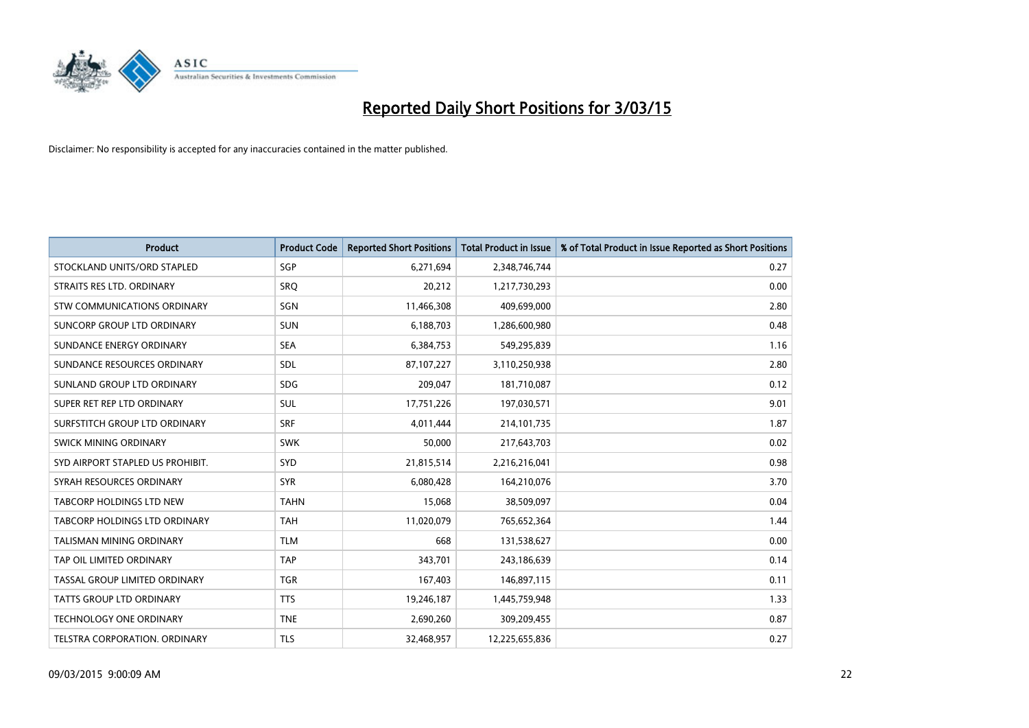# Reported Daily Short Positions for 3/03/15

Disclaimer: No responsibility is accepted for any inaccuracies contained in the matter published.

| Product | Product Code | Reported Short Positions | Total Product in Issue | % of Total Product in Issue Reported as Short Positions |
|---|---|---|---|---|
| STOCKLAND UNITS/ORD STAPLED | SGP | 6,271,694 | 2,348,746,744 | 0.27 |
| STRAITS RES LTD. ORDINARY | SRQ | 20,212 | 1,217,730,293 | 0.00 |
| STW COMMUNICATIONS ORDINARY | SGN | 11,466,308 | 409,699,000 | 2.80 |
| SUNCORP GROUP LTD ORDINARY | SUN | 6,188,703 | 1,286,600,980 | 0.48 |
| SUNDANCE ENERGY ORDINARY | SEA | 6,384,753 | 549,295,839 | 1.16 |
| SUNDANCE RESOURCES ORDINARY | SDL | 87,107,227 | 3,110,250,938 | 2.80 |
| SUNLAND GROUP LTD ORDINARY | SDG | 209,047 | 181,710,087 | 0.12 |
| SUPER RET REP LTD ORDINARY | SUL | 17,751,226 | 197,030,571 | 9.01 |
| SURFSTITCH GROUP LTD ORDINARY | SRF | 4,011,444 | 214,101,735 | 1.87 |
| SWICK MINING ORDINARY | SWK | 50,000 | 217,643,703 | 0.02 |
| SYD AIRPORT STAPLED US PROHIBIT. | SYD | 21,815,514 | 2,216,216,041 | 0.98 |
| SYRAH RESOURCES ORDINARY | SYR | 6,080,428 | 164,210,076 | 3.70 |
| TABCORP HOLDINGS LTD NEW | TAHN | 15,068 | 38,509,097 | 0.04 |
| TABCORP HOLDINGS LTD ORDINARY | TAH | 11,020,079 | 765,652,364 | 1.44 |
| TALISMAN MINING ORDINARY | TLM | 668 | 131,538,627 | 0.00 |
| TAP OIL LIMITED ORDINARY | TAP | 343,701 | 243,186,639 | 0.14 |
| TASSAL GROUP LIMITED ORDINARY | TGR | 167,403 | 146,897,115 | 0.11 |
| TATTS GROUP LTD ORDINARY | TTS | 19,246,187 | 1,445,759,948 | 1.33 |
| TECHNOLOGY ONE ORDINARY | TNE | 2,690,260 | 309,209,455 | 0.87 |
| TELSTRA CORPORATION. ORDINARY | TLS | 32,468,957 | 12,225,655,836 | 0.27 |

09/03/2015 9:00:09 AM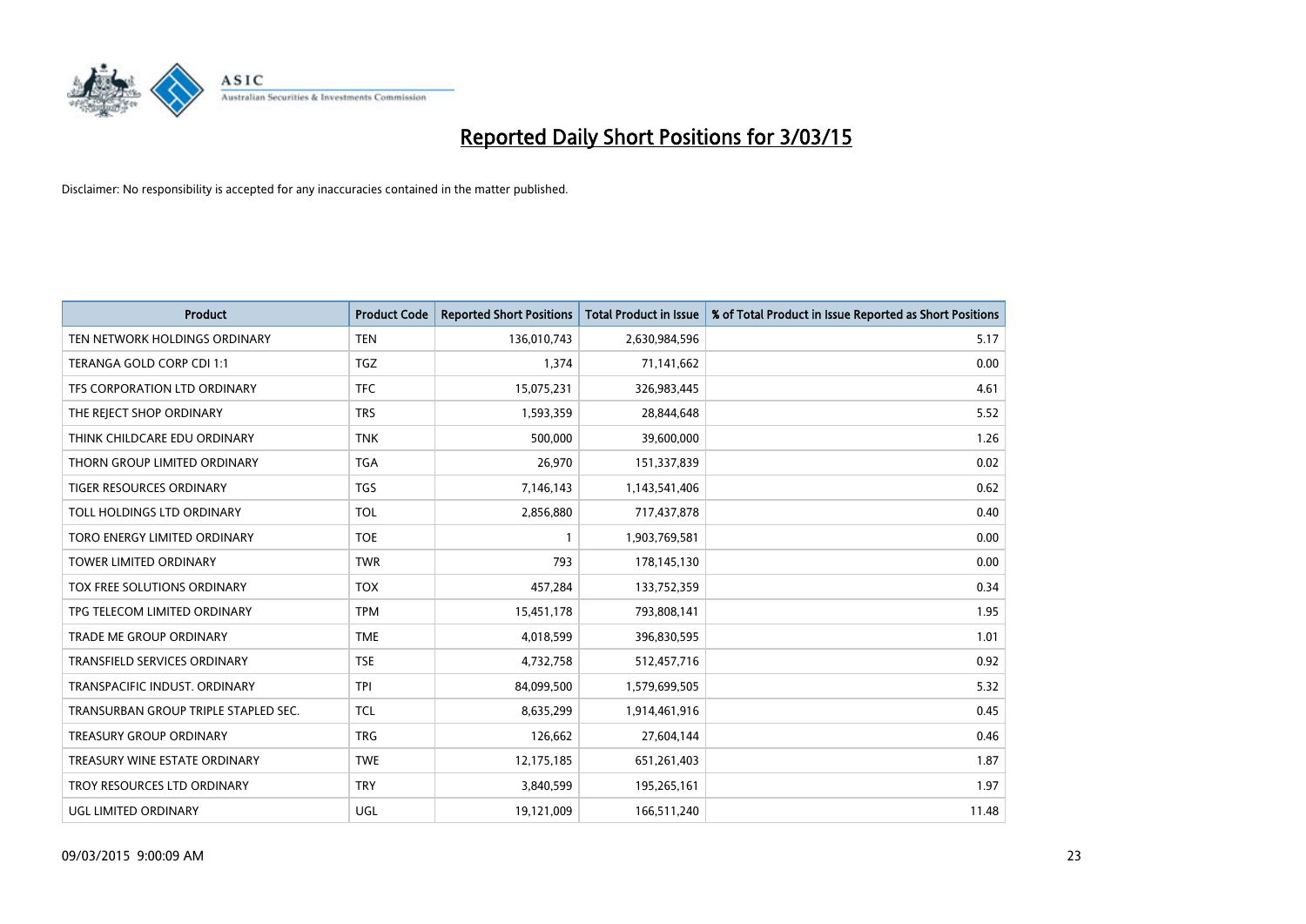# Reported Daily Short Positions for 3/03/15

Disclaimer: No responsibility is accepted for any inaccuracies contained in the matter published.

| Product | Product Code | Reported Short Positions | Total Product in Issue | % of Total Product in Issue Reported as Short Positions |
|---|---|---|---|---|
| TEN NETWORK HOLDINGS ORDINARY | TEN | 136,010,743 | 2,630,984,596 | 5.17 |
| TERANGA GOLD CORP CDI 1:1 | TGZ | 1,374 | 71,141,662 | 0.00 |
| TFS CORPORATION LTD ORDINARY | TFC | 15,075,231 | 326,983,445 | 4.61 |
| THE REJECT SHOP ORDINARY | TRS | 1,593,359 | 28,844,648 | 5.52 |
| THINK CHILDCARE EDU ORDINARY | TNK | 500,000 | 39,600,000 | 1.26 |
| THORN GROUP LIMITED ORDINARY | TGA | 26,970 | 151,337,839 | 0.02 |
| TIGER RESOURCES ORDINARY | TGS | 7,146,143 | 1,143,541,406 | 0.62 |
| TOLL HOLDINGS LTD ORDINARY | TOL | 2,856,880 | 717,437,878 | 0.40 |
| TORO ENERGY LIMITED ORDINARY | TOE | 1 | 1,903,769,581 | 0.00 |
| TOWER LIMITED ORDINARY | TWR | 793 | 178,145,130 | 0.00 |
| TOX FREE SOLUTIONS ORDINARY | TOX | 457,284 | 133,752,359 | 0.34 |
| TPG TELECOM LIMITED ORDINARY | TPM | 15,451,178 | 793,808,141 | 1.95 |
| TRADE ME GROUP ORDINARY | TME | 4,018,599 | 396,830,595 | 1.01 |
| TRANSFIELD SERVICES ORDINARY | TSE | 4,732,758 | 512,457,716 | 0.92 |
| TRANSPACIFIC INDUST. ORDINARY | TPI | 84,099,500 | 1,579,699,505 | 5.32 |
| TRANSURBAN GROUP TRIPLE STAPLED SEC. | TCL | 8,635,299 | 1,914,461,916 | 0.45 |
| TREASURY GROUP ORDINARY | TRG | 126,662 | 27,604,144 | 0.46 |
| TREASURY WINE ESTATE ORDINARY | TWE | 12,175,185 | 651,261,403 | 1.87 |
| TROY RESOURCES LTD ORDINARY | TRY | 3,840,599 | 195,265,161 | 1.97 |
| UGL LIMITED ORDINARY | UGL | 19,121,009 | 166,511,240 | 11.48 |

09/03/2015 9:00:09 AM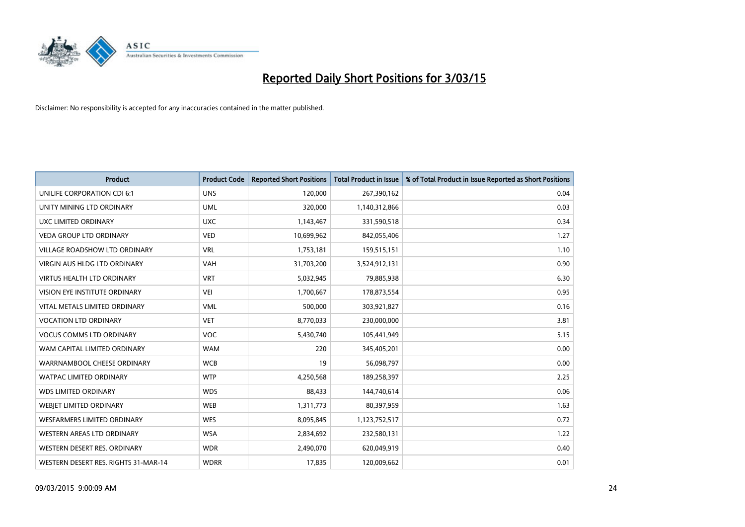# Reported Daily Short Positions for 3/03/15

Disclaimer: No responsibility is accepted for any inaccuracies contained in the matter published.

| Product | Product Code | Reported Short Positions | Total Product in Issue | % of Total Product in Issue Reported as Short Positions |
|---|---|---|---|---|
| UNILIFE CORPORATION CDI 6:1 | UNS | 120,000 | 267,390,162 | 0.04 |
| UNITY MINING LTD ORDINARY | UML | 320,000 | 1,140,312,866 | 0.03 |
| UXC LIMITED ORDINARY | UXC | 1,143,467 | 331,590,518 | 0.34 |
| VEDA GROUP LTD ORDINARY | VED | 10,699,962 | 842,055,406 | 1.27 |
| VILLAGE ROADSHOW LTD ORDINARY | VRL | 1,753,181 | 159,515,151 | 1.10 |
| VIRGIN AUS HLDG LTD ORDINARY | VAH | 31,703,200 | 3,524,912,131 | 0.90 |
| VIRTUS HEALTH LTD ORDINARY | VRT | 5,032,945 | 79,885,938 | 6.30 |
| VISION EYE INSTITUTE ORDINARY | VEI | 1,700,667 | 178,873,554 | 0.95 |
| VITAL METALS LIMITED ORDINARY | VML | 500,000 | 303,921,827 | 0.16 |
| VOCATION LTD ORDINARY | VET | 8,770,033 | 230,000,000 | 3.81 |
| VOCUS COMMS LTD ORDINARY | VOC | 5,430,740 | 105,441,949 | 5.15 |
| WAM CAPITAL LIMITED ORDINARY | WAM | 220 | 345,405,201 | 0.00 |
| WARRNAMBOOL CHEESE ORDINARY | WCB | 19 | 56,098,797 | 0.00 |
| WATPAC LIMITED ORDINARY | WTP | 4,250,568 | 189,258,397 | 2.25 |
| WDS LIMITED ORDINARY | WDS | 88,433 | 144,740,614 | 0.06 |
| WEBJET LIMITED ORDINARY | WEB | 1,311,773 | 80,397,959 | 1.63 |
| WESFARMERS LIMITED ORDINARY | WES | 8,095,845 | 1,123,752,517 | 0.72 |
| WESTERN AREAS LTD ORDINARY | WSA | 2,834,692 | 232,580,131 | 1.22 |
| WESTERN DESERT RES. ORDINARY | WDR | 2,490,070 | 620,049,919 | 0.40 |
| WESTERN DESERT RES. RIGHTS 31-MAR-14 | WDRR | 17,835 | 120,009,662 | 0.01 |

09/03/2015 9:00:09 AM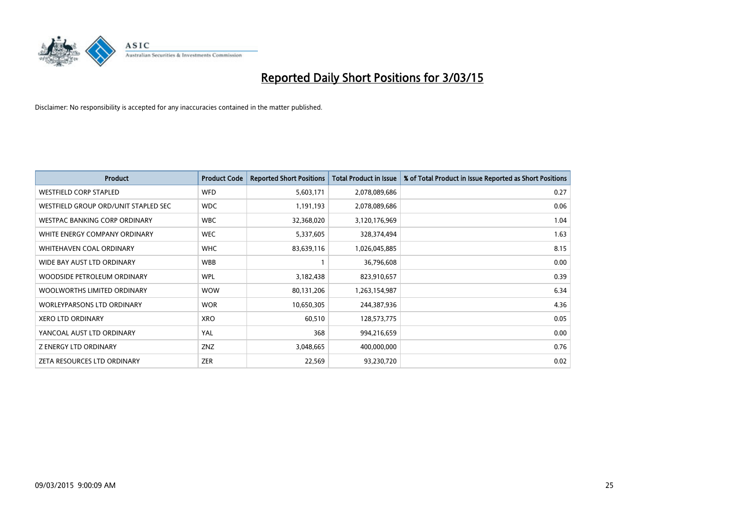# Reported Daily Short Positions for 3/03/15

Disclaimer: No responsibility is accepted for any inaccuracies contained in the matter published.

| Product | Product Code | Reported Short Positions | Total Product in Issue | % of Total Product in Issue Reported as Short Positions |
|---|---|---|---|---|
| WESTFIELD CORP STAPLED | WFD | 5,603,171 | 2,078,089,686 | 0.27 |
| WESTFIELD GROUP ORD/UNIT STAPLED SEC | WDC | 1,191,193 | 2,078,089,686 | 0.06 |
| WESTPAC BANKING CORP ORDINARY | WBC | 32,368,020 | 3,120,176,969 | 1.04 |
| WHITE ENERGY COMPANY ORDINARY | WEC | 5,337,605 | 328,374,494 | 1.63 |
| WHITEHAVEN COAL ORDINARY | WHC | 83,639,116 | 1,026,045,885 | 8.15 |
| WIDE BAY AUST LTD ORDINARY | WBB | 1 | 36,796,608 | 0.00 |
| WOODSIDE PETROLEUM ORDINARY | WPL | 3,182,438 | 823,910,657 | 0.39 |
| WOOLWORTHS LIMITED ORDINARY | WOW | 80,131,206 | 1,263,154,987 | 6.34 |
| WORLEYPARSONS LTD ORDINARY | WOR | 10,650,305 | 244,387,936 | 4.36 |
| XERO LTD ORDINARY | XRO | 60,510 | 128,573,775 | 0.05 |
| YANCOAL AUST LTD ORDINARY | YAL | 368 | 994,216,659 | 0.00 |
| Z ENERGY LTD ORDINARY | ZNZ | 3,048,665 | 400,000,000 | 0.76 |
| ZETA RESOURCES LTD ORDINARY | ZER | 22,569 | 93,230,720 | 0.02 |